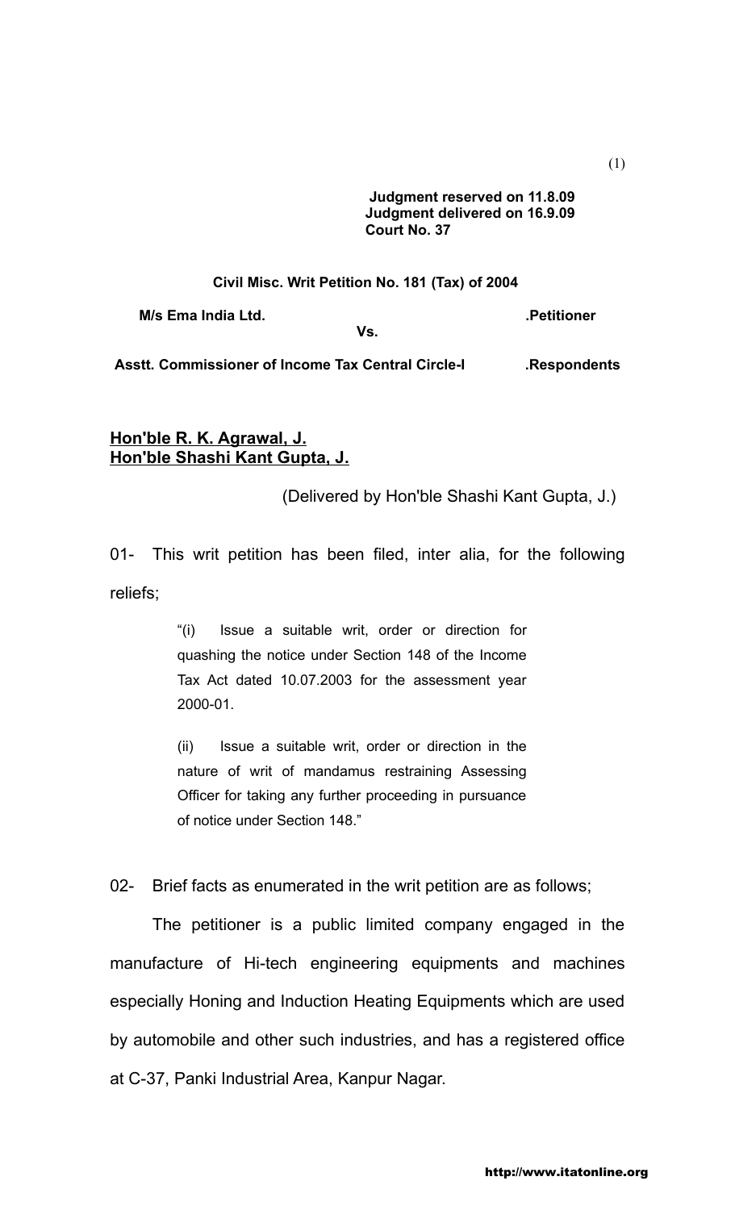**Judgment reserved on 11.8.09**
**Judgment delivered on 16.9.09**
**Court No. 37**

**Civil Misc. Writ Petition No. 181 (Tax) of 2004**

**M/s Ema India Ltd.** .................................................. **.Petitioner**

**Vs.**

**Asstt. Commissioner of Income Tax Central Circle-I** .................. **.Respondents**

**Hon'ble R. K. Agrawal, J.**
**Hon'ble Shashi Kant Gupta, J.**

(Delivered by Hon'ble Shashi Kant Gupta, J.)

01- This writ petition has been filed, inter alia, for the following reliefs;

> "(i) Issue a suitable writ, order or direction for quashing the notice under Section 148 of the Income Tax Act dated 10.07.2003 for the assessment year 2000-01.
>
> (ii) Issue a suitable writ, order or direction in the nature of writ of mandamus restraining Assessing Officer for taking any further proceeding in pursuance of notice under Section 148."

02- Brief facts as enumerated in the writ petition are as follows;

The petitioner is a public limited company engaged in the manufacture of Hi-tech engineering equipments and machines especially Honing and Induction Heating Equipments which are used by automobile and other such industries, and has a registered office at C-37, Panki Industrial Area, Kanpur Nagar.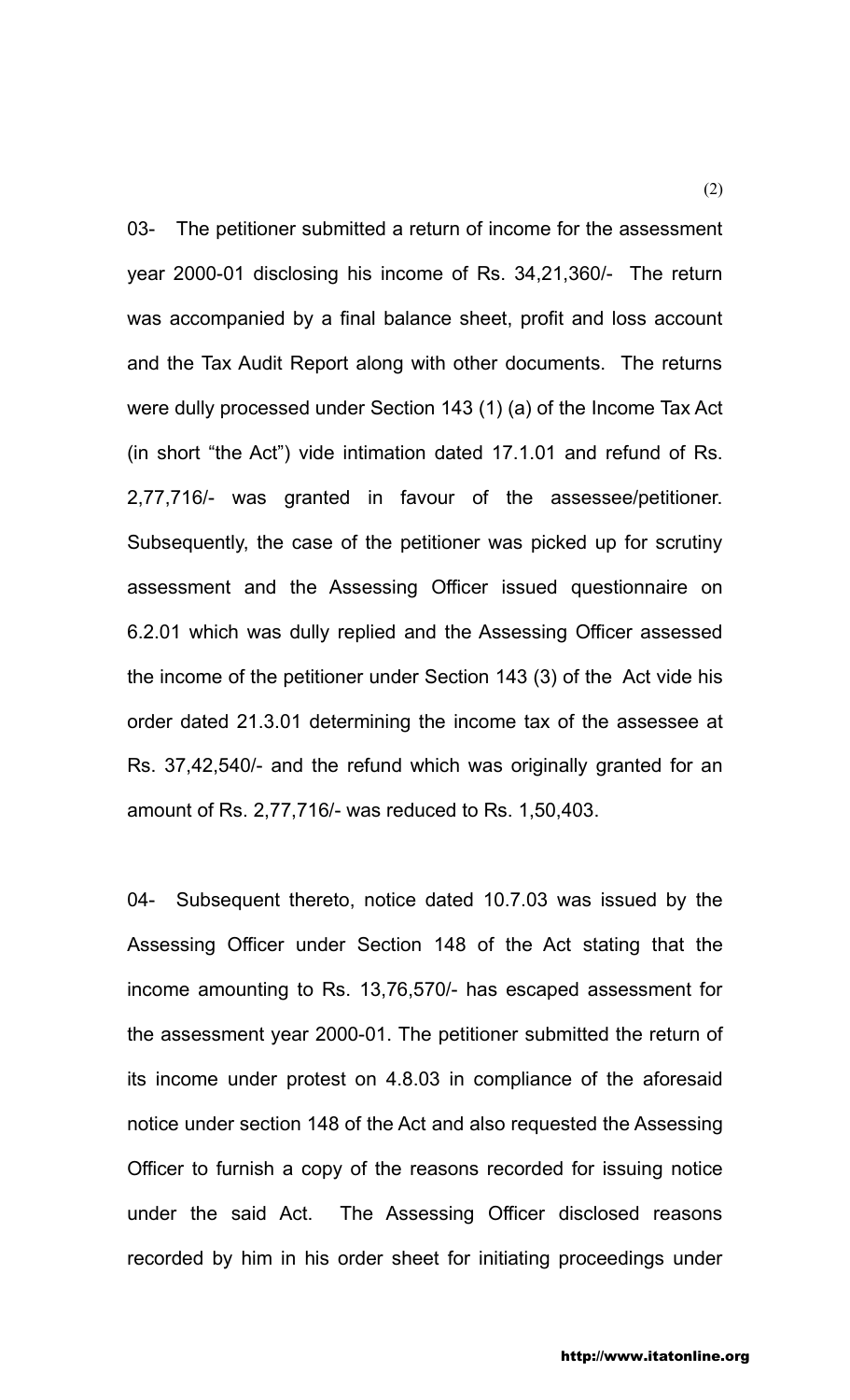03- The petitioner submitted a return of income for the assessment year 2000-01 disclosing his income of Rs. 34,21,360/- The return was accompanied by a final balance sheet, profit and loss account and the Tax Audit Report along with other documents. The returns were dully processed under Section 143 (1) (a) of the Income Tax Act (in short "the Act") vide intimation dated 17.1.01 and refund of Rs. 2,77,716/- was granted in favour of the assessee/petitioner. Subsequently, the case of the petitioner was picked up for scrutiny assessment and the Assessing Officer issued questionnaire on 6.2.01 which was dully replied and the Assessing Officer assessed the income of the petitioner under Section 143 (3) of the Act vide his order dated 21.3.01 determining the income tax of the assessee at Rs. 37,42,540/- and the refund which was originally granted for an amount of Rs. 2,77,716/- was reduced to Rs. 1,50,403.

04- Subsequent thereto, notice dated 10.7.03 was issued by the Assessing Officer under Section 148 of the Act stating that the income amounting to Rs. 13,76,570/- has escaped assessment for the assessment year 2000-01. The petitioner submitted the return of its income under protest on 4.8.03 in compliance of the aforesaid notice under section 148 of the Act and also requested the Assessing Officer to furnish a copy of the reasons recorded for issuing notice under the said Act. The Assessing Officer disclosed reasons recorded by him in his order sheet for initiating proceedings under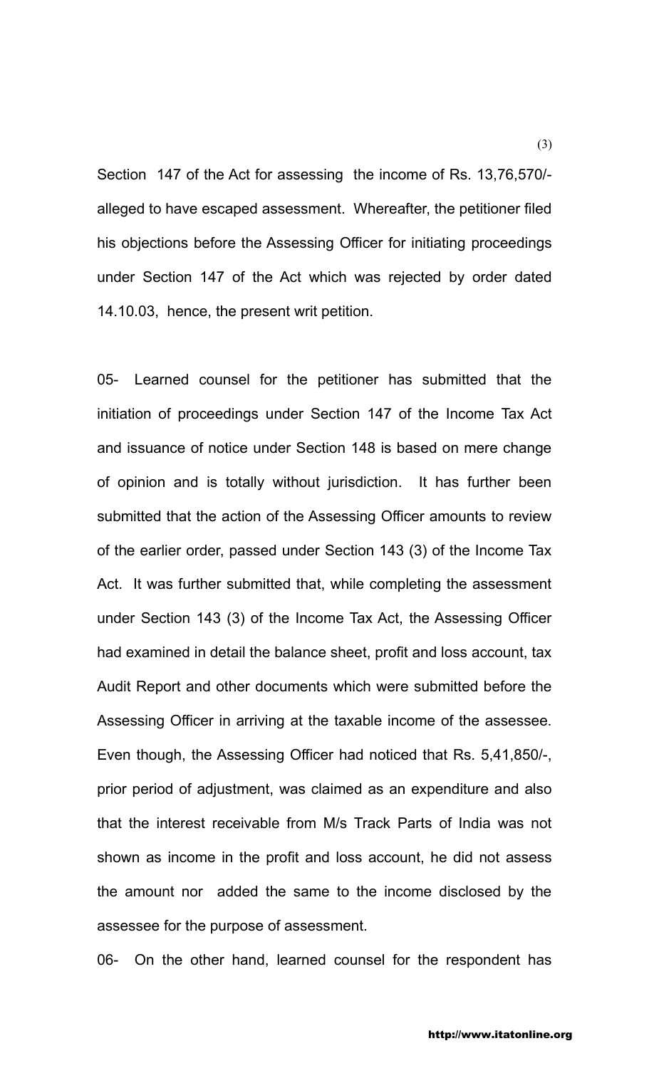Section 147 of the Act for assessing the income of Rs. 13,76,570/- alleged to have escaped assessment. Whereafter, the petitioner filed his objections before the Assessing Officer for initiating proceedings under Section 147 of the Act which was rejected by order dated 14.10.03, hence, the present writ petition.

05- Learned counsel for the petitioner has submitted that the initiation of proceedings under Section 147 of the Income Tax Act and issuance of notice under Section 148 is based on mere change of opinion and is totally without jurisdiction. It has further been submitted that the action of the Assessing Officer amounts to review of the earlier order, passed under Section 143 (3) of the Income Tax Act. It was further submitted that, while completing the assessment under Section 143 (3) of the Income Tax Act, the Assessing Officer had examined in detail the balance sheet, profit and loss account, tax Audit Report and other documents which were submitted before the Assessing Officer in arriving at the taxable income of the assessee. Even though, the Assessing Officer had noticed that Rs. 5,41,850/-, prior period of adjustment, was claimed as an expenditure and also that the interest receivable from M/s Track Parts of India was not shown as income in the profit and loss account, he did not assess the amount nor added the same to the income disclosed by the assessee for the purpose of assessment.

06- On the other hand, learned counsel for the respondent has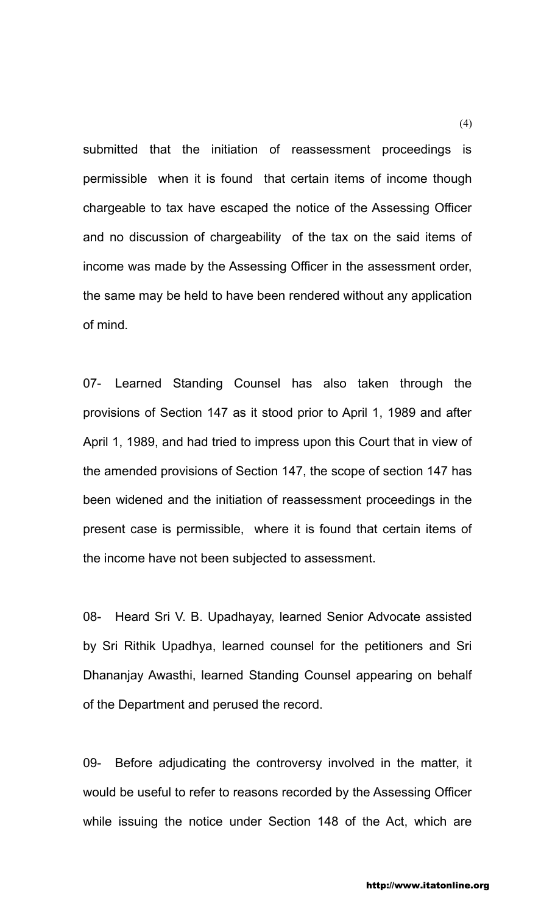submitted that the initiation of reassessment proceedings is permissible when it is found that certain items of income though chargeable to tax have escaped the notice of the Assessing Officer and no discussion of chargeability of the tax on the said items of income was made by the Assessing Officer in the assessment order, the same may be held to have been rendered without any application of mind.

07- Learned Standing Counsel has also taken through the provisions of Section 147 as it stood prior to April 1, 1989 and after April 1, 1989, and had tried to impress upon this Court that in view of the amended provisions of Section 147, the scope of section 147 has been widened and the initiation of reassessment proceedings in the present case is permissible, where it is found that certain items of the income have not been subjected to assessment.

08- Heard Sri V. B. Upadhayay, learned Senior Advocate assisted by Sri Rithik Upadhya, learned counsel for the petitioners and Sri Dhananjay Awasthi, learned Standing Counsel appearing on behalf of the Department and perused the record.

09- Before adjudicating the controversy involved in the matter, it would be useful to refer to reasons recorded by the Assessing Officer while issuing the notice under Section 148 of the Act, which are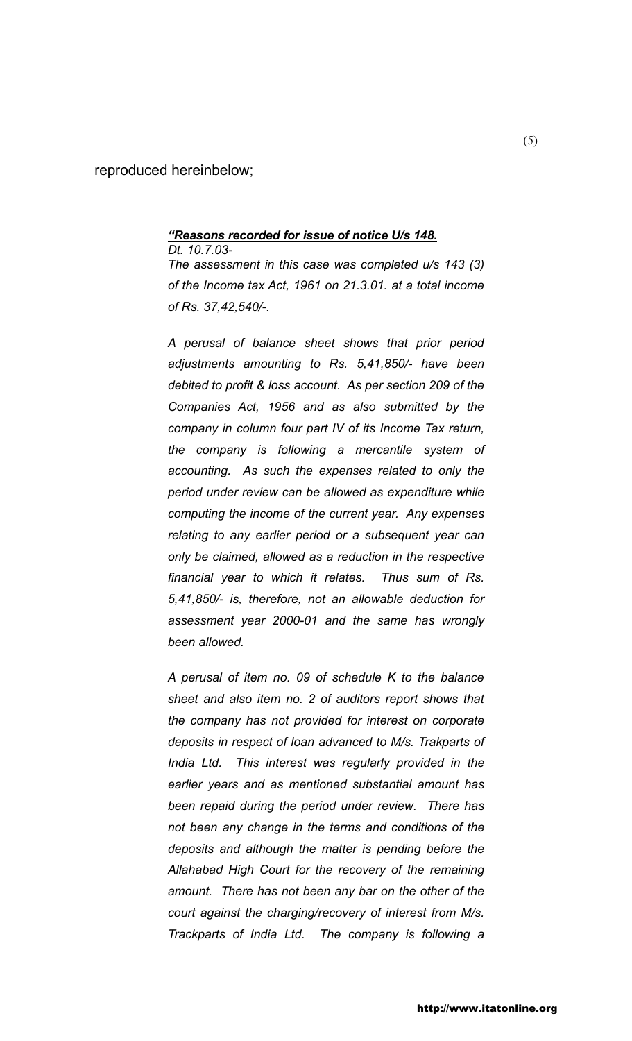reproduced hereinbelow;

> ***<u>"Reasons recorded for issue of notice U/s 148.</u>***
> *Dt. 10.7.03-*
> *The assessment in this case was completed u/s 143 (3) of the Income tax Act, 1961 on 21.3.01. at a total income of Rs. 37,42,540/-.*
>
> *A perusal of balance sheet shows that prior period adjustments amounting to Rs. 5,41,850/- have been debited to profit & loss account. As per section 209 of the Companies Act, 1956 and as also submitted by the company in column four part IV of its Income Tax return, the company is following a mercantile system of accounting. As such the expenses related to only the period under review can be allowed as expenditure while computing the income of the current year. Any expenses relating to any earlier period or a subsequent year can only be claimed, allowed as a reduction in the respective financial year to which it relates. Thus sum of Rs. 5,41,850/- is, therefore, not an allowable deduction for assessment year 2000-01 and the same has wrongly been allowed.*
>
> *A perusal of item no. 09 of schedule K to the balance sheet and also item no. 2 of auditors report shows that the company has not provided for interest on corporate deposits in respect of loan advanced to M/s. Trakparts of India Ltd. This interest was regularly provided in the earlier years <u>and as mentioned substantial amount has been repaid during the period under review</u>. There has not been any change in the terms and conditions of the deposits and although the matter is pending before the Allahabad High Court for the recovery of the remaining amount. There has not been any bar on the other of the court against the charging/recovery of interest from M/s. Trackparts of India Ltd. The company is following a*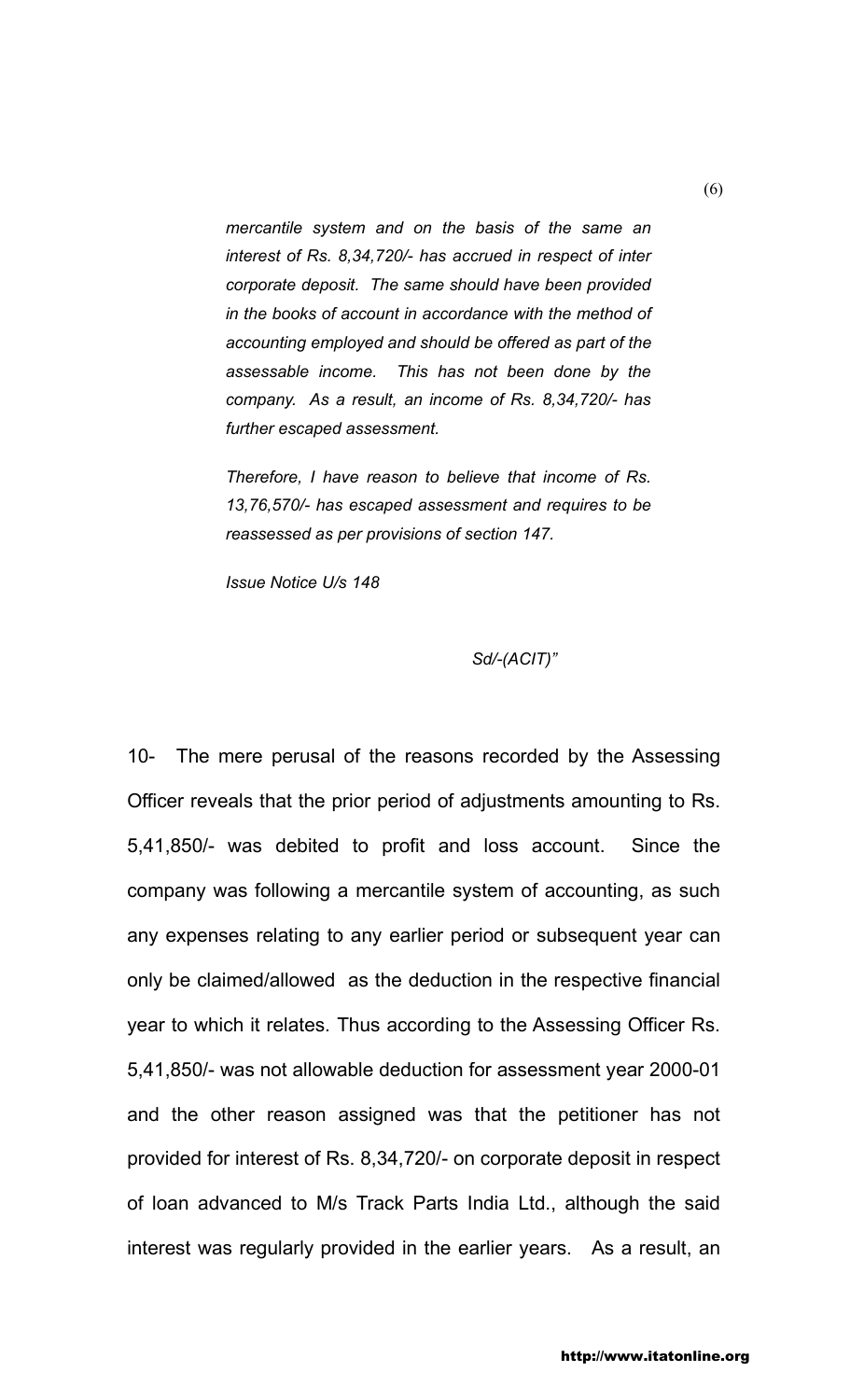*mercantile system and on the basis of the same an interest of Rs. 8,34,720/- has accrued in respect of inter corporate deposit. The same should have been provided in the books of account in accordance with the method of accounting employed and should be offered as part of the assessable income. This has not been done by the company. As a result, an income of Rs. 8,34,720/- has further escaped assessment.*

*Therefore, I have reason to believe that income of Rs. 13,76,570/- has escaped assessment and requires to be reassessed as per provisions of section 147.*

*Issue Notice U/s 148*

*Sd/-(ACIT)"*

10- The mere perusal of the reasons recorded by the Assessing Officer reveals that the prior period of adjustments amounting to Rs. 5,41,850/- was debited to profit and loss account. Since the company was following a mercantile system of accounting, as such any expenses relating to any earlier period or subsequent year can only be claimed/allowed as the deduction in the respective financial year to which it relates. Thus according to the Assessing Officer Rs. 5,41,850/- was not allowable deduction for assessment year 2000-01 and the other reason assigned was that the petitioner has not provided for interest of Rs. 8,34,720/- on corporate deposit in respect of loan advanced to M/s Track Parts India Ltd., although the said interest was regularly provided in the earlier years. As a result, an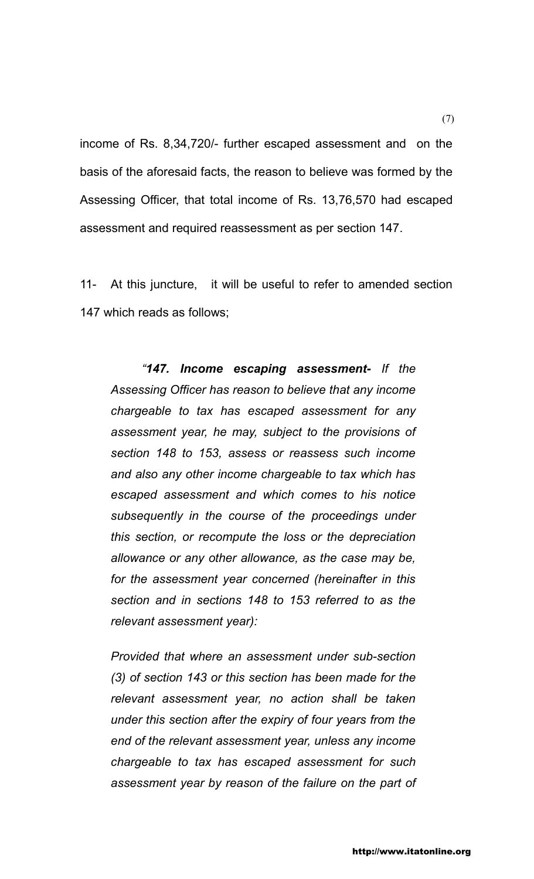income of Rs. 8,34,720/- further escaped assessment and on the basis of the aforesaid facts, the reason to believe was formed by the Assessing Officer, that total income of Rs. 13,76,570 had escaped assessment and required reassessment as per section 147.

11- At this juncture, it will be useful to refer to amended section 147 which reads as follows;

> *"**147. Income escaping assessment-** If the Assessing Officer has reason to believe that any income chargeable to tax has escaped assessment for any assessment year, he may, subject to the provisions of section 148 to 153, assess or reassess such income and also any other income chargeable to tax which has escaped assessment and which comes to his notice subsequently in the course of the proceedings under this section, or recompute the loss or the depreciation allowance or any other allowance, as the case may be, for the assessment year concerned (hereinafter in this section and in sections 148 to 153 referred to as the relevant assessment year):*
>
> *Provided that where an assessment under sub-section (3) of section 143 or this section has been made for the relevant assessment year, no action shall be taken under this section after the expiry of four years from the end of the relevant assessment year, unless any income chargeable to tax has escaped assessment for such assessment year by reason of the failure on the part of*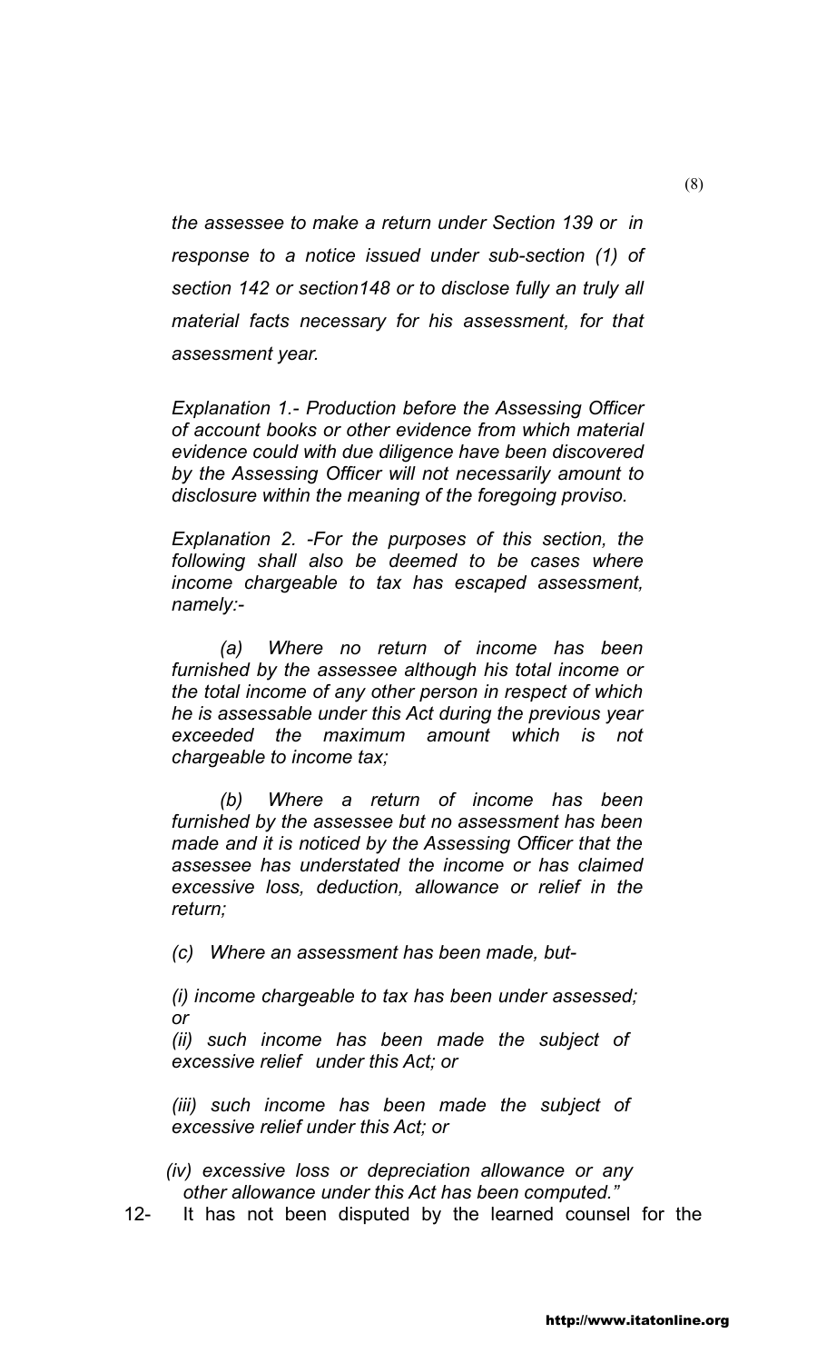*the assessee to make a return under Section 139 or in response to a notice issued under sub-section (1) of section 142 or section148 or to disclose fully an truly all material facts necessary for his assessment, for that assessment year.*

*Explanation 1.- Production before the Assessing Officer of account books or other evidence from which material evidence could with due diligence have been discovered by the Assessing Officer will not necessarily amount to disclosure within the meaning of the foregoing proviso.*

*Explanation 2. -For the purposes of this section, the following shall also be deemed to be cases where income chargeable to tax has escaped assessment, namely:-*

*(a) Where no return of income has been furnished by the assessee although his total income or the total income of any other person in respect of which he is assessable under this Act during the previous year exceeded the maximum amount which is not chargeable to income tax;*

*(b) Where a return of income has been furnished by the assessee but no assessment has been made and it is noticed by the Assessing Officer that the assessee has understated the income or has claimed excessive loss, deduction, allowance or relief in the return;*

*(c) Where an assessment has been made, but-*

*(i) income chargeable to tax has been under assessed; or*

*(ii) such income has been made the subject of excessive relief under this Act; or*

*(iii) such income has been made the subject of excessive relief under this Act; or*

*(iv) excessive loss or depreciation allowance or any other allowance under this Act has been computed."*

12- It has not been disputed by the learned counsel for the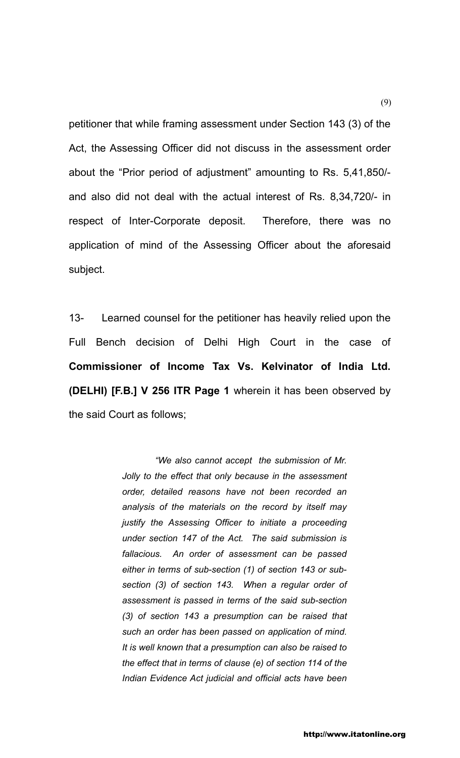petitioner that while framing assessment under Section 143 (3) of the Act, the Assessing Officer did not discuss in the assessment order about the "Prior period of adjustment" amounting to Rs. 5,41,850/- and also did not deal with the actual interest of Rs. 8,34,720/- in respect of Inter-Corporate deposit. Therefore, there was no application of mind of the Assessing Officer about the aforesaid subject.

13- Learned counsel for the petitioner has heavily relied upon the Full Bench decision of Delhi High Court in the case of **Commissioner of Income Tax Vs. Kelvinator of India Ltd. (DELHI) [F.B.] V 256 ITR Page 1** wherein it has been observed by the said Court as follows;

> *"We also cannot accept the submission of Mr. Jolly to the effect that only because in the assessment order, detailed reasons have not been recorded an analysis of the materials on the record by itself may justify the Assessing Officer to initiate a proceeding under section 147 of the Act. The said submission is fallacious. An order of assessment can be passed either in terms of sub-section (1) of section 143 or sub-section (3) of section 143. When a regular order of assessment is passed in terms of the said sub-section (3) of section 143 a presumption can be raised that such an order has been passed on application of mind. It is well known that a presumption can also be raised to the effect that in terms of clause (e) of section 114 of the Indian Evidence Act judicial and official acts have been*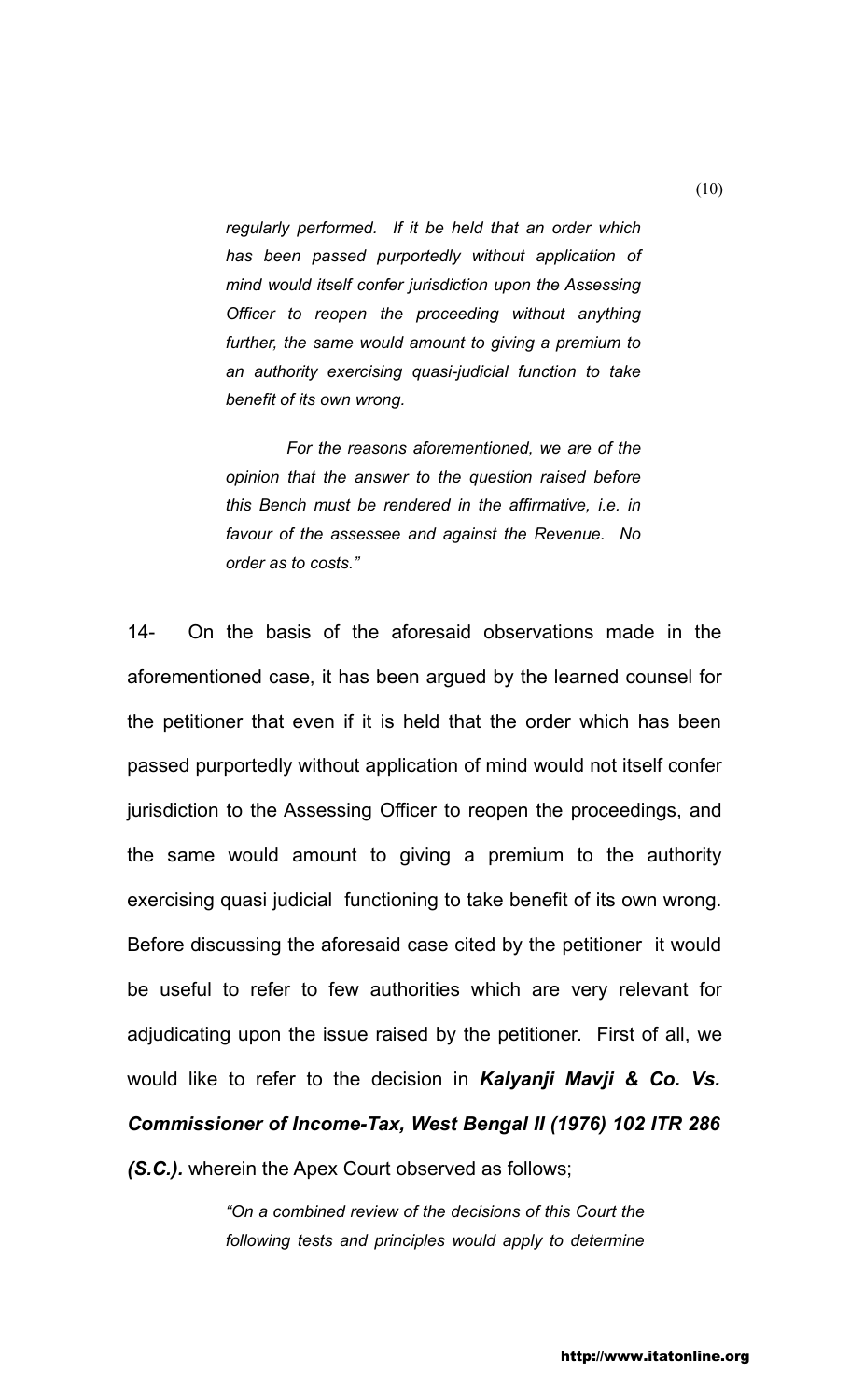*regularly performed. If it be held that an order which has been passed purportedly without application of mind would itself confer jurisdiction upon the Assessing Officer to reopen the proceeding without anything further, the same would amount to giving a premium to an authority exercising quasi-judicial function to take benefit of its own wrong.*

*For the reasons aforementioned, we are of the opinion that the answer to the question raised before this Bench must be rendered in the affirmative, i.e. in favour of the assessee and against the Revenue. No order as to costs."*

14- On the basis of the aforesaid observations made in the aforementioned case, it has been argued by the learned counsel for the petitioner that even if it is held that the order which has been passed purportedly without application of mind would not itself confer jurisdiction to the Assessing Officer to reopen the proceedings, and the same would amount to giving a premium to the authority exercising quasi judicial functioning to take benefit of its own wrong. Before discussing the aforesaid case cited by the petitioner it would be useful to refer to few authorities which are very relevant for adjudicating upon the issue raised by the petitioner. First of all, we would like to refer to the decision in ***Kalyanji Mavji & Co. Vs. Commissioner of Income-Tax, West Bengal II (1976) 102 ITR 286 (S.C.).*** wherein the Apex Court observed as follows;

*"On a combined review of the decisions of this Court the following tests and principles would apply to determine*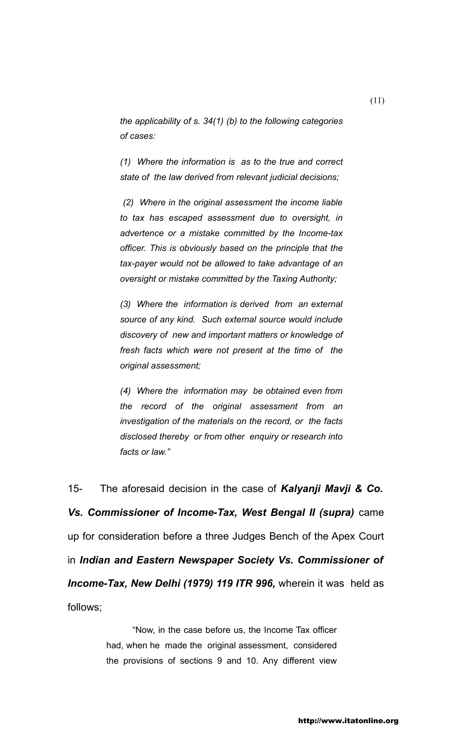*the applicability of s. 34(1) (b) to the following categories of cases:*

*(1) Where the information is as to the true and correct state of the law derived from relevant judicial decisions;*

*(2) Where in the original assessment the income liable to tax has escaped assessment due to oversight, in advertence or a mistake committed by the Income-tax officer. This is obviously based on the principle that the tax-payer would not be allowed to take advantage of an oversight or mistake committed by the Taxing Authority;*

*(3) Where the information is derived from an external source of any kind. Such external source would include discovery of new and important matters or knowledge of fresh facts which were not present at the time of the original assessment;*

*(4) Where the information may be obtained even from the record of the original assessment from an investigation of the materials on the record, or the facts disclosed thereby or from other enquiry or research into facts or law."*

15- The aforesaid decision in the case of ***Kalyanji Mavji & Co. Vs. Commissioner of Income-Tax, West Bengal II (supra)*** came up for consideration before a three Judges Bench of the Apex Court in ***Indian and Eastern Newspaper Society Vs. Commissioner of Income-Tax, New Delhi (1979) 119 ITR 996,*** wherein it was held as follows;

"Now, in the case before us, the Income Tax officer had, when he made the original assessment, considered the provisions of sections 9 and 10. Any different view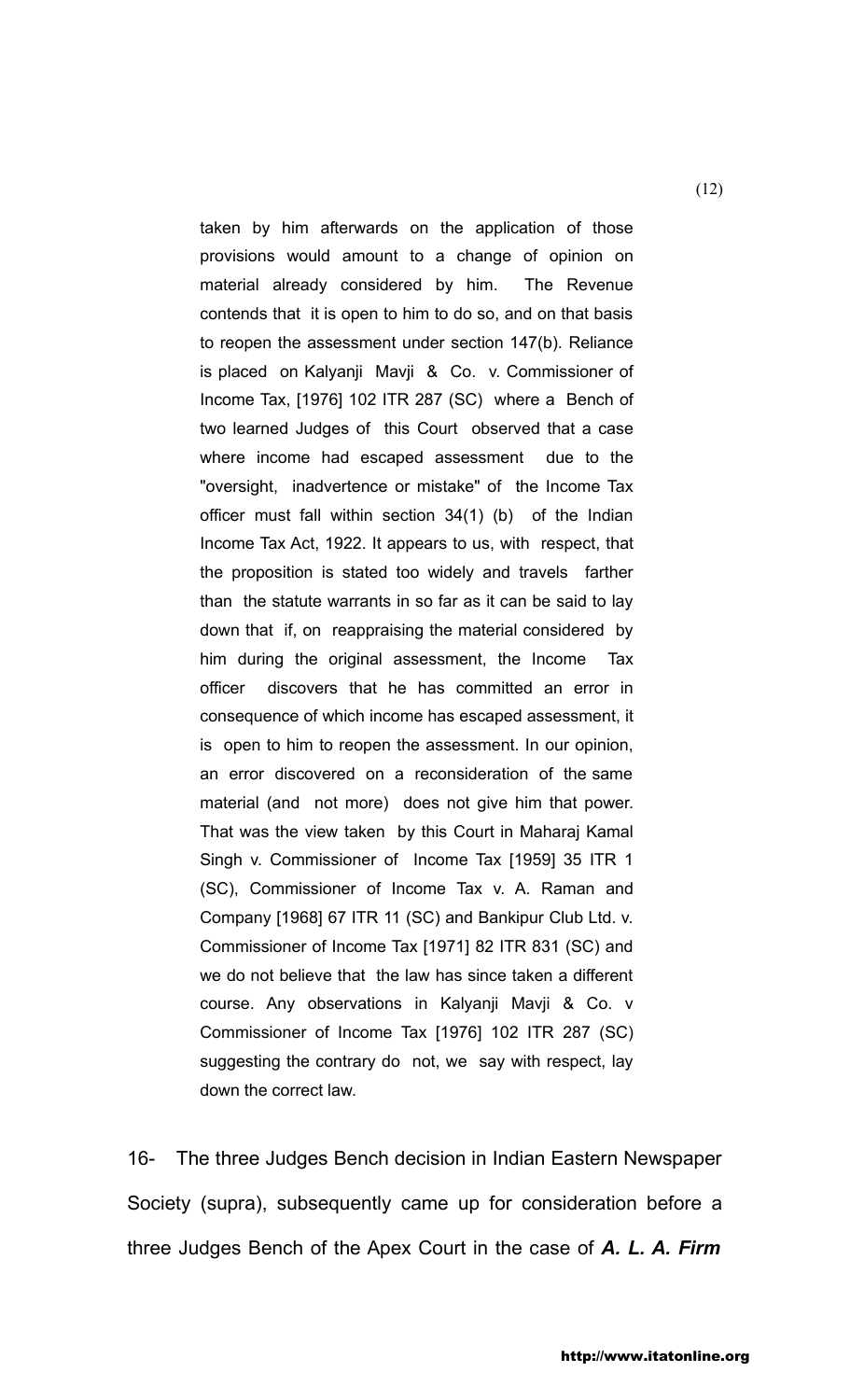> taken by him afterwards on the application of those provisions would amount to a change of opinion on material already considered by him. The Revenue contends that it is open to him to do so, and on that basis to reopen the assessment under section 147(b). Reliance is placed on Kalyanji Mavji & Co. v. Commissioner of Income Tax, [1976] 102 ITR 287 (SC) where a Bench of two learned Judges of this Court observed that a case where income had escaped assessment due to the "oversight, inadvertence or mistake" of the Income Tax officer must fall within section 34(1) (b) of the Indian Income Tax Act, 1922. It appears to us, with respect, that the proposition is stated too widely and travels farther than the statute warrants in so far as it can be said to lay down that if, on reappraising the material considered by him during the original assessment, the Income Tax officer discovers that he has committed an error in consequence of which income has escaped assessment, it is open to him to reopen the assessment. In our opinion, an error discovered on a reconsideration of the same material (and not more) does not give him that power. That was the view taken by this Court in Maharaj Kamal Singh v. Commissioner of Income Tax [1959] 35 ITR 1 (SC), Commissioner of Income Tax v. A. Raman and Company [1968] 67 ITR 11 (SC) and Bankipur Club Ltd. v. Commissioner of Income Tax [1971] 82 ITR 831 (SC) and we do not believe that the law has since taken a different course. Any observations in Kalyanji Mavji & Co. v Commissioner of Income Tax [1976] 102 ITR 287 (SC) suggesting the contrary do not, we say with respect, lay down the correct law.

16- The three Judges Bench decision in Indian Eastern Newspaper Society (supra), subsequently came up for consideration before a three Judges Bench of the Apex Court in the case of ***A. L. A. Firm***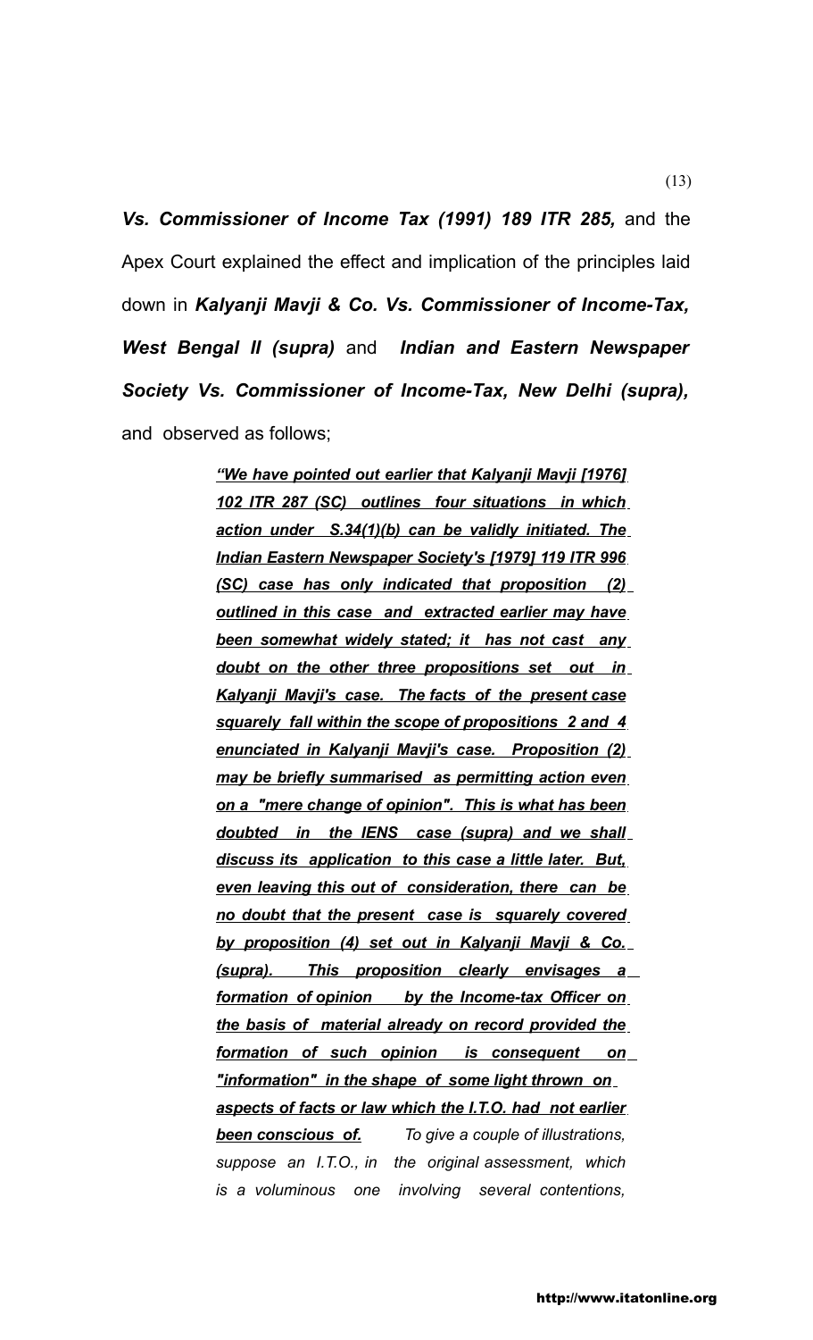***Vs. Commissioner of Income Tax (1991) 189 ITR 285,*** and the Apex Court explained the effect and implication of the principles laid down in ***Kalyanji Mavji & Co. Vs. Commissioner of Income-Tax, West Bengal II (supra)*** and ***Indian and Eastern Newspaper Society Vs. Commissioner of Income-Tax, New Delhi (supra),*** and observed as follows;

> ***"We have pointed out earlier that Kalyanji Mavji [1976] 102 ITR 287 (SC) outlines four situations in which action under S.34(1)(b) can be validly initiated. The Indian Eastern Newspaper Society's [1979] 119 ITR 996 (SC) case has only indicated that proposition (2) outlined in this case and extracted earlier may have been somewhat widely stated; it has not cast any doubt on the other three propositions set out in Kalyanji Mavji's case. The facts of the present case squarely fall within the scope of propositions 2 and 4 enunciated in Kalyanji Mavji's case. Proposition (2) may be briefly summarised as permitting action even on a "mere change of opinion". This is what has been doubted in the IENS case (supra) and we shall discuss its application to this case a little later. But, even leaving this out of consideration, there can be no doubt that the present case is squarely covered by proposition (4) set out in Kalyanji Mavji & Co. (supra). This proposition clearly envisages a formation of opinion by the Income-tax Officer on the basis of material already on record provided the formation of such opinion is consequent on "information" in the shape of some light thrown on aspects of facts or law which the I.T.O. had not earlier been conscious of.*** *To give a couple of illustrations, suppose an I.T.O., in the original assessment, which is a voluminous one involving several contentions,*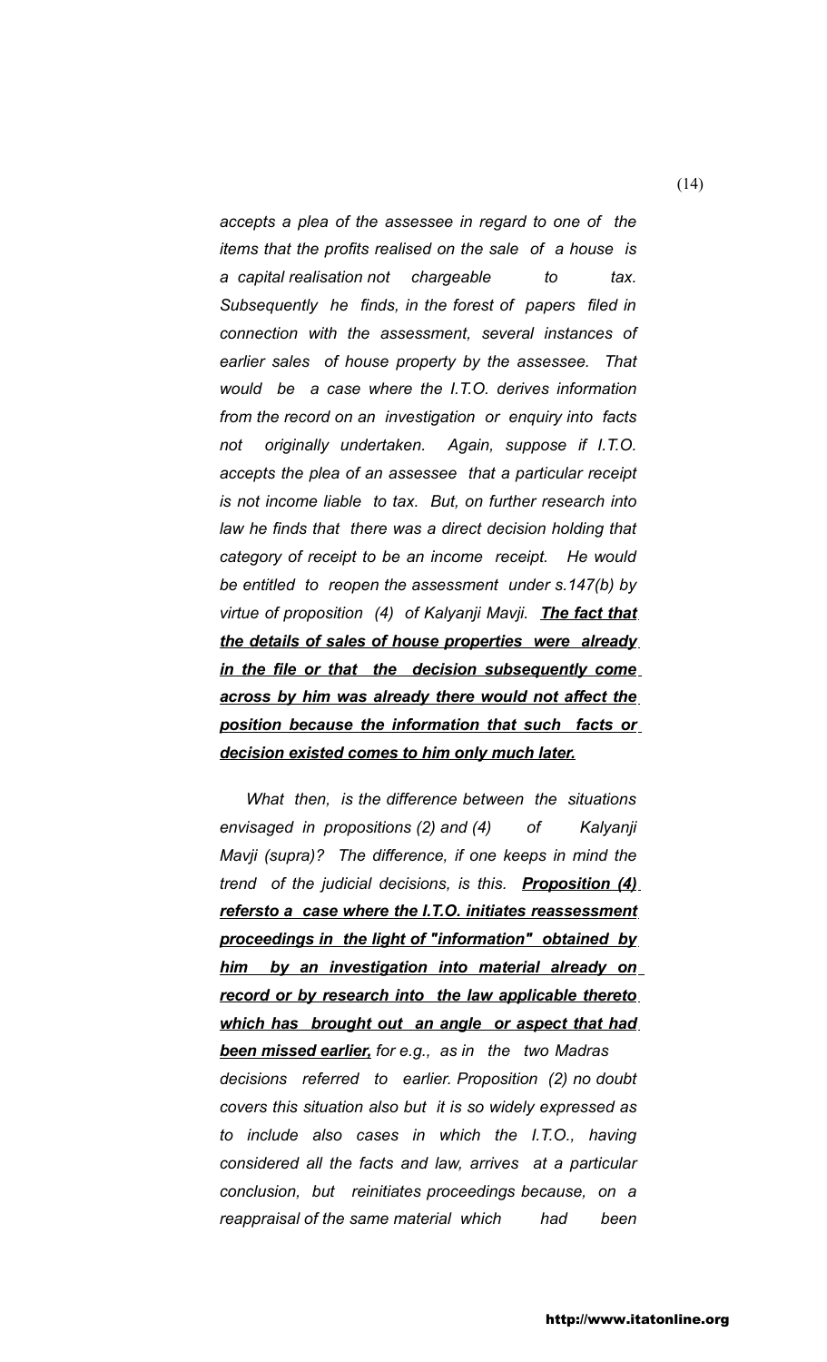*accepts a plea of the assessee in regard to one of the items that the profits realised on the sale of a house is a capital realisation not chargeable to tax. Subsequently he finds, in the forest of papers filed in connection with the assessment, several instances of earlier sales of house property by the assessee. That would be a case where the I.T.O. derives information from the record on an investigation or enquiry into facts not originally undertaken. Again, suppose if I.T.O. accepts the plea of an assessee that a particular receipt is not income liable to tax. But, on further research into law he finds that there was a direct decision holding that category of receipt to be an income receipt. He would be entitled to reopen the assessment under s.147(b) by virtue of proposition (4) of Kalyanji Mavji.* ***<u>The fact that the details of sales of house properties were already in the file or that the decision subsequently come across by him was already there would not affect the position because the information that such facts or decision existed comes to him only much later.</u>***

*What then, is the difference between the situations envisaged in propositions (2) and (4) of Kalyanji Mavji (supra)? The difference, if one keeps in mind the trend of the judicial decisions, is this.* ***<u>Proposition (4) refersto a case where the I.T.O. initiates reassessment proceedings in the light of "information" obtained by him by an investigation into material already on record or by research into the law applicable thereto which has brought out an angle or aspect that had been missed earlier,</u>*** *for e.g., as in the two Madras decisions referred to earlier. Proposition (2) no doubt covers this situation also but it is so widely expressed as to include also cases in which the I.T.O., having considered all the facts and law, arrives at a particular conclusion, but reinitiates proceedings because, on a reappraisal of the same material which had been*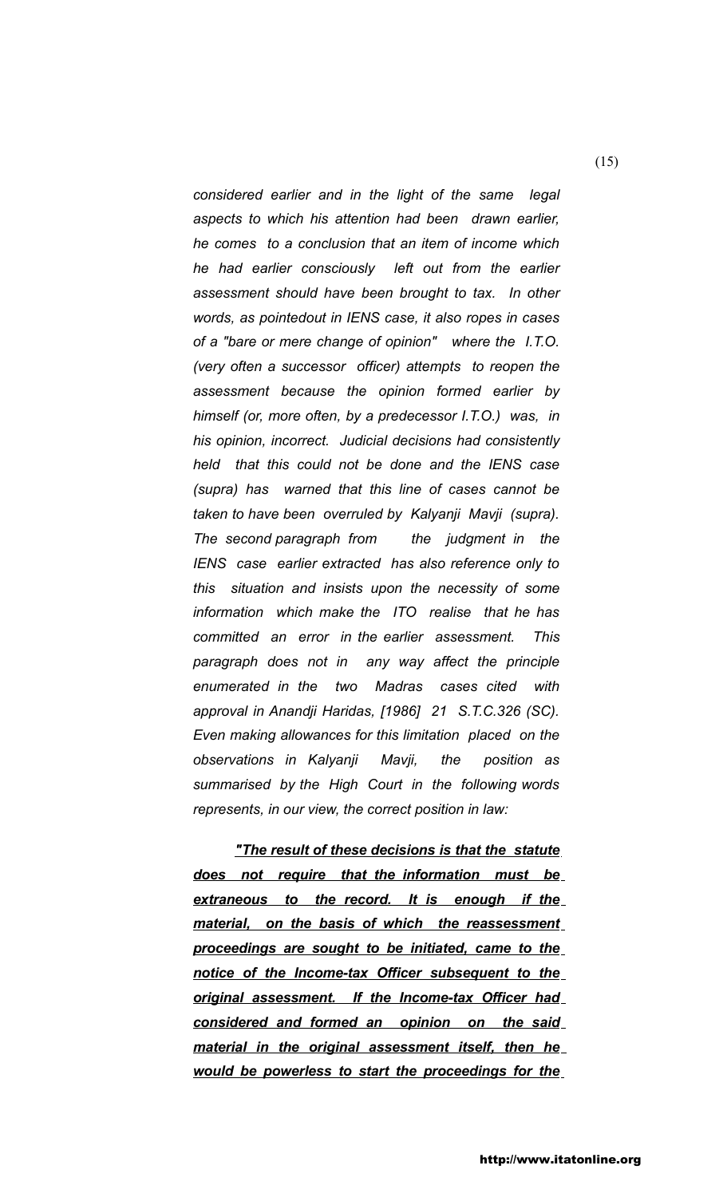*considered earlier and in the light of the same legal aspects to which his attention had been drawn earlier, he comes to a conclusion that an item of income which he had earlier consciously left out from the earlier assessment should have been brought to tax. In other words, as pointedout in IENS case, it also ropes in cases of a "bare or mere change of opinion" where the I.T.O. (very often a successor officer) attempts to reopen the assessment because the opinion formed earlier by himself (or, more often, by a predecessor I.T.O.) was, in his opinion, incorrect. Judicial decisions had consistently held that this could not be done and the IENS case (supra) has warned that this line of cases cannot be taken to have been overruled by Kalyanji Mavji (supra). The second paragraph from the judgment in the IENS case earlier extracted has also reference only to this situation and insists upon the necessity of some information which make the ITO realise that he has committed an error in the earlier assessment. This paragraph does not in any way affect the principle enumerated in the two Madras cases cited with approval in Anandji Haridas, [1986] 21 S.T.C.326 (SC). Even making allowances for this limitation placed on the observations in Kalyanji Mavji, the position as summarised by the High Court in the following words represents, in our view, the correct position in law:*

***<u>"The result of these decisions is that the statute does not require that the information must be extraneous to the record. It is enough if the material, on the basis of which the reassessment proceedings are sought to be initiated, came to the notice of the Income-tax Officer subsequent to the original assessment. If the Income-tax Officer had considered and formed an opinion on the said material in the original assessment itself, then he would be powerless to start the proceedings for the</u>***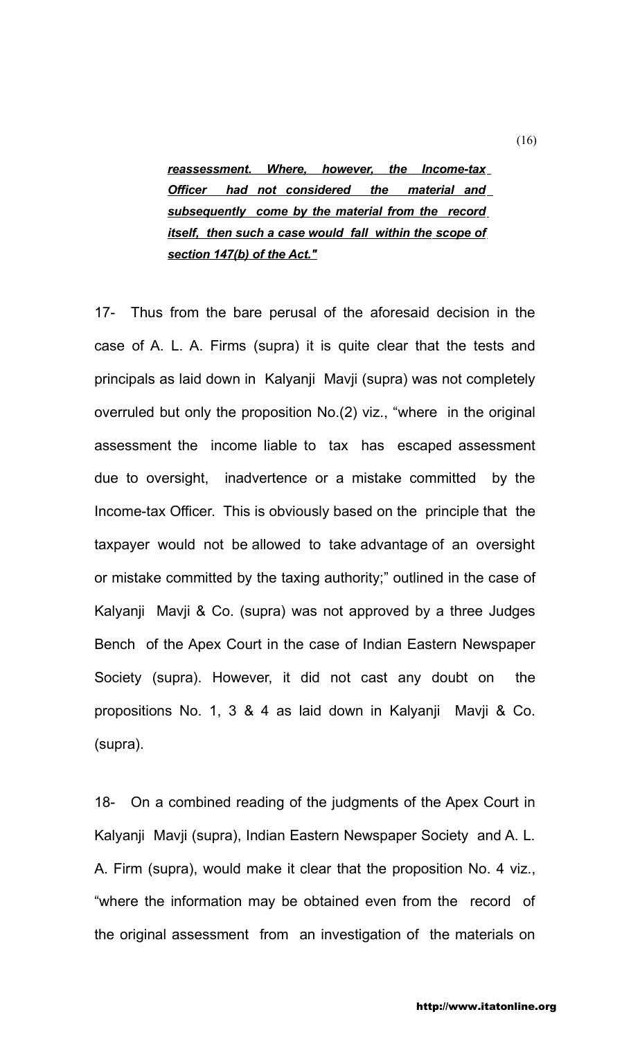> ***reassessment. Where, however, the Income-tax Officer had not considered the material and subsequently come by the material from the record itself, then such a case would fall within the scope of section 147(b) of the Act."***

17- Thus from the bare perusal of the aforesaid decision in the case of A. L. A. Firms (supra) it is quite clear that the tests and principals as laid down in Kalyanji Mavji (supra) was not completely overruled but only the proposition No.(2) viz., "where in the original assessment the income liable to tax has escaped assessment due to oversight, inadvertence or a mistake committed by the Income-tax Officer. This is obviously based on the principle that the taxpayer would not be allowed to take advantage of an oversight or mistake committed by the taxing authority;" outlined in the case of Kalyanji Mavji & Co. (supra) was not approved by a three Judges Bench of the Apex Court in the case of Indian Eastern Newspaper Society (supra). However, it did not cast any doubt on the propositions No. 1, 3 & 4 as laid down in Kalyanji Mavji & Co. (supra).

18- On a combined reading of the judgments of the Apex Court in Kalyanji Mavji (supra), Indian Eastern Newspaper Society and A. L. A. Firm (supra), would make it clear that the proposition No. 4 viz., "where the information may be obtained even from the record of the original assessment from an investigation of the materials on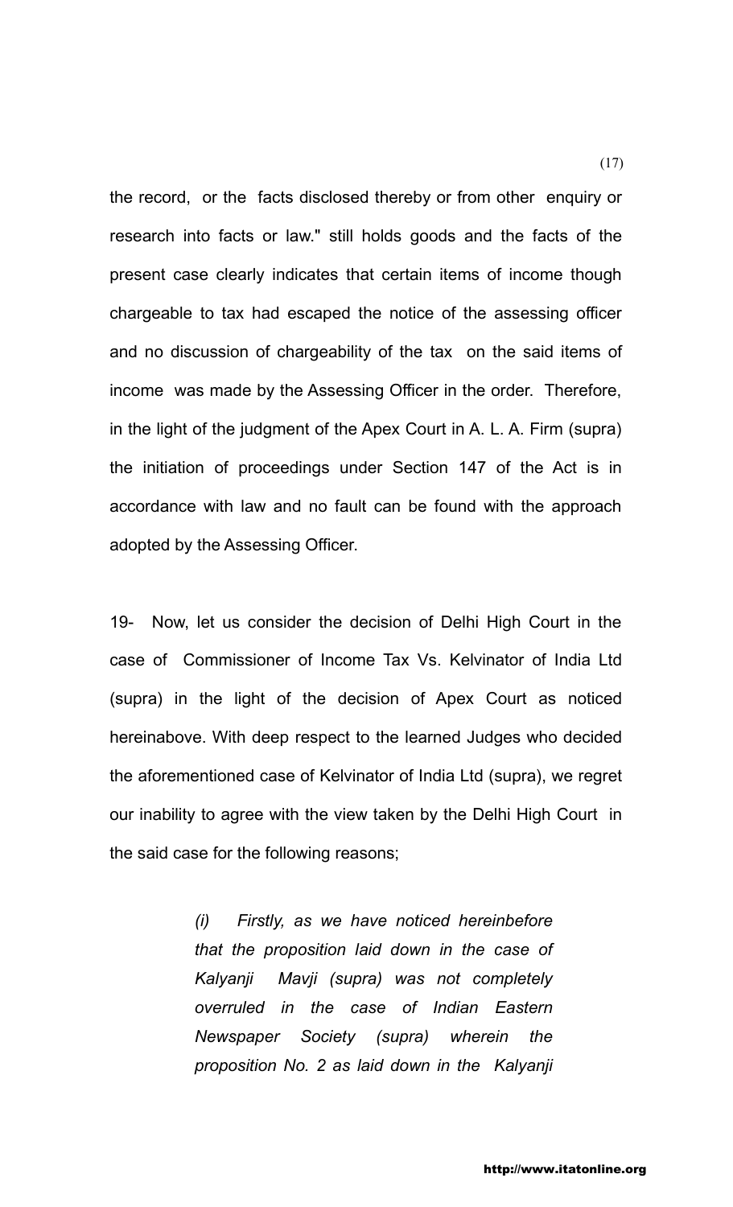the record, or the facts disclosed thereby or from other enquiry or research into facts or law." still holds goods and the facts of the present case clearly indicates that certain items of income though chargeable to tax had escaped the notice of the assessing officer and no discussion of chargeability of the tax on the said items of income was made by the Assessing Officer in the order. Therefore, in the light of the judgment of the Apex Court in A. L. A. Firm (supra) the initiation of proceedings under Section 147 of the Act is in accordance with law and no fault can be found with the approach adopted by the Assessing Officer.

19- Now, let us consider the decision of Delhi High Court in the case of Commissioner of Income Tax Vs. Kelvinator of India Ltd (supra) in the light of the decision of Apex Court as noticed hereinabove. With deep respect to the learned Judges who decided the aforementioned case of Kelvinator of India Ltd (supra), we regret our inability to agree with the view taken by the Delhi High Court in the said case for the following reasons;

> *(i) Firstly, as we have noticed hereinbefore that the proposition laid down in the case of Kalyanji Mavji (supra) was not completely overruled in the case of Indian Eastern Newspaper Society (supra) wherein the proposition No. 2 as laid down in the Kalyanji*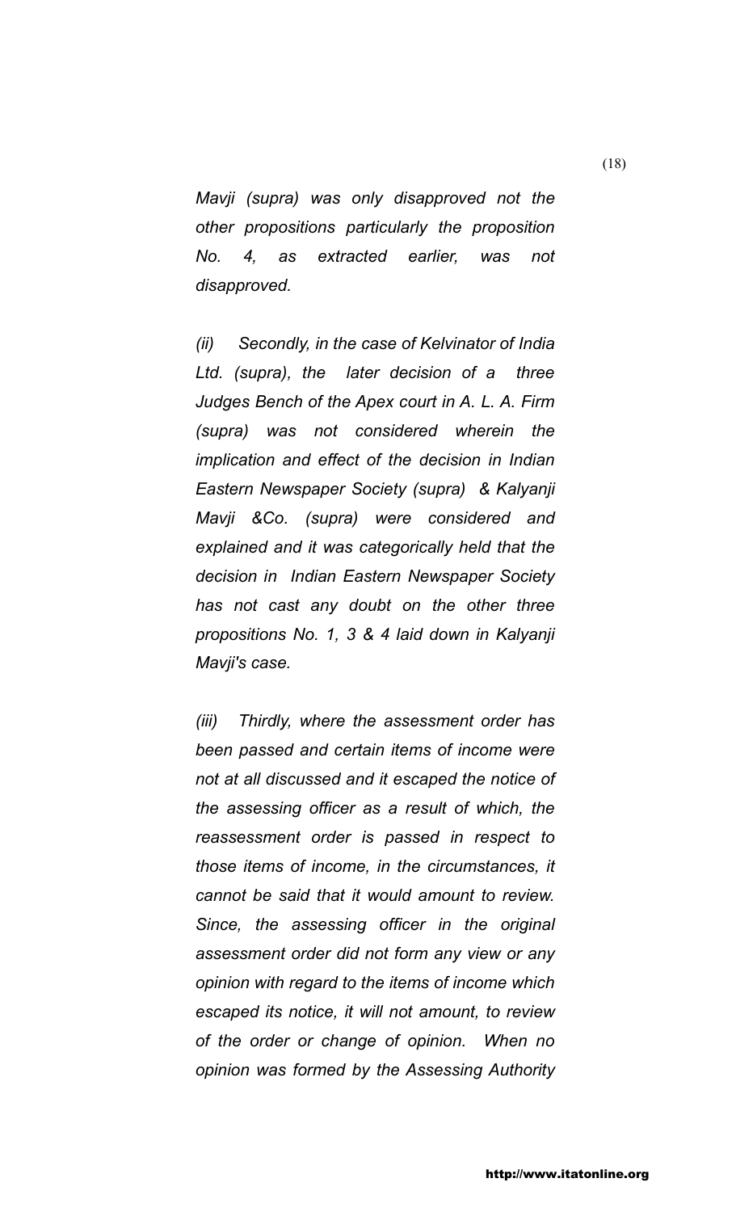*Mavji (supra) was only disapproved not the other propositions particularly the proposition No. 4, as extracted earlier, was not disapproved.*

*(ii) Secondly, in the case of Kelvinator of India Ltd. (supra), the later decision of a three Judges Bench of the Apex court in A. L. A. Firm (supra) was not considered wherein the implication and effect of the decision in Indian Eastern Newspaper Society (supra) & Kalyanji Mavji &Co. (supra) were considered and explained and it was categorically held that the decision in Indian Eastern Newspaper Society has not cast any doubt on the other three propositions No. 1, 3 & 4 laid down in Kalyanji Mavji's case.*

*(iii) Thirdly, where the assessment order has been passed and certain items of income were not at all discussed and it escaped the notice of the assessing officer as a result of which, the reassessment order is passed in respect to those items of income, in the circumstances, it cannot be said that it would amount to review. Since, the assessing officer in the original assessment order did not form any view or any opinion with regard to the items of income which escaped its notice, it will not amount, to review of the order or change of opinion. When no opinion was formed by the Assessing Authority*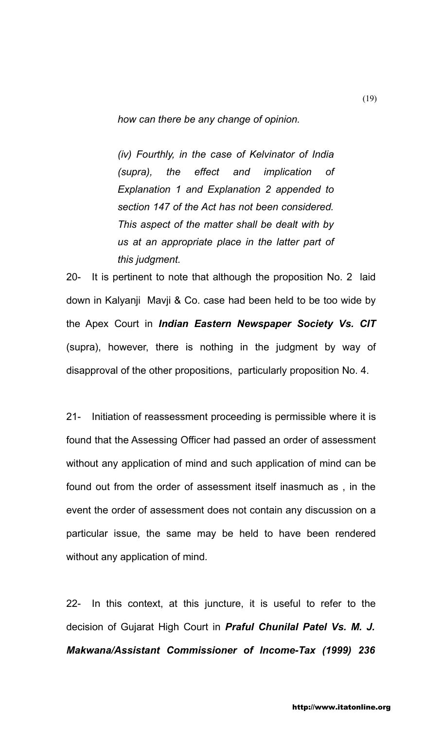*how can there be any change of opinion.*

*(iv) Fourthly, in the case of Kelvinator of India (supra), the effect and implication of Explanation 1 and Explanation 2 appended to section 147 of the Act has not been considered. This aspect of the matter shall be dealt with by us at an appropriate place in the latter part of this judgment.*

20- It is pertinent to note that although the proposition No. 2 laid down in Kalyanji Mavji & Co. case had been held to be too wide by the Apex Court in ***Indian Eastern Newspaper Society Vs. CIT*** (supra), however, there is nothing in the judgment by way of disapproval of the other propositions, particularly proposition No. 4.

21- Initiation of reassessment proceeding is permissible where it is found that the Assessing Officer had passed an order of assessment without any application of mind and such application of mind can be found out from the order of assessment itself inasmuch as , in the event the order of assessment does not contain any discussion on a particular issue, the same may be held to have been rendered without any application of mind.

22- In this context, at this juncture, it is useful to refer to the decision of Gujarat High Court in ***Praful Chunilal Patel Vs. M. J. Makwana/Assistant Commissioner of Income-Tax (1999) 236***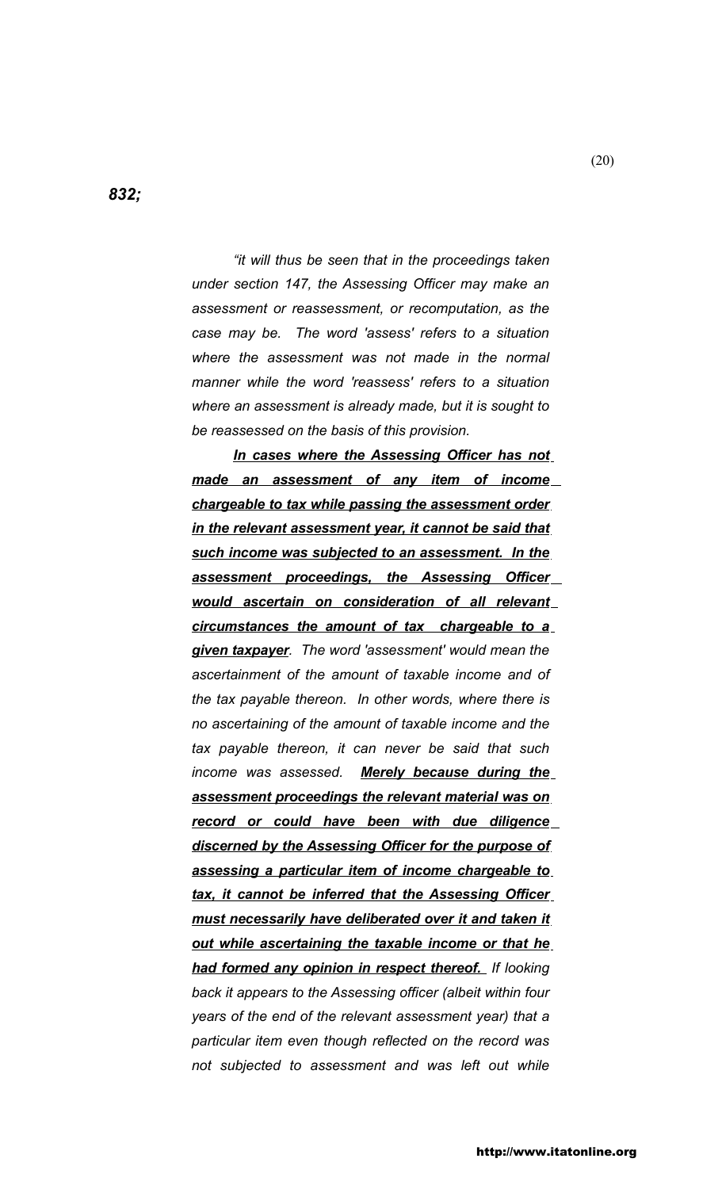*832;*

*"it will thus be seen that in the proceedings taken under section 147, the Assessing Officer may make an assessment or reassessment, or recomputation, as the case may be. The word 'assess' refers to a situation where the assessment was not made in the normal manner while the word 'reassess' refers to a situation where an assessment is already made, but it is sought to be reassessed on the basis of this provision.*

***<u>In cases where the Assessing Officer has not made an assessment of any item of income chargeable to tax while passing the assessment order in the relevant assessment year, it cannot be said that such income was subjected to an assessment. In the assessment proceedings, the Assessing Officer would ascertain on consideration of all relevant circumstances the amount of tax chargeable to a given taxpayer</u>****. The word 'assessment' would mean the ascertainment of the amount of taxable income and of the tax payable thereon. In other words, where there is no ascertaining of the amount of taxable income and the tax payable thereon, it can never be said that such income was assessed.* ***<u>Merely because during the assessment proceedings the relevant material was on record or could have been with due diligence discerned by the Assessing Officer for the purpose of assessing a particular item of income chargeable to tax, it cannot be inferred that the Assessing Officer must necessarily have deliberated over it and taken it out while ascertaining the taxable income or that he had formed any opinion in respect thereof.</u>*** *If looking back it appears to the Assessing officer (albeit within four years of the end of the relevant assessment year) that a particular item even though reflected on the record was not subjected to assessment and was left out while*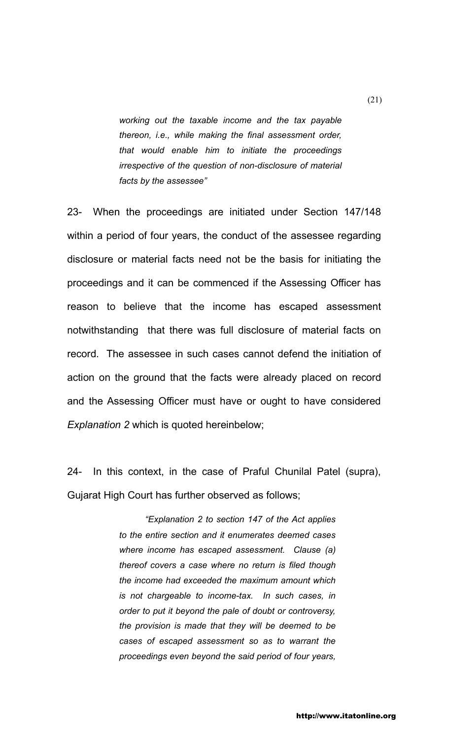> *working out the taxable income and the tax payable thereon, i.e., while making the final assessment order, that would enable him to initiate the proceedings irrespective of the question of non-disclosure of material facts by the assessee"*

23- When the proceedings are initiated under Section 147/148 within a period of four years, the conduct of the assessee regarding disclosure or material facts need not be the basis for initiating the proceedings and it can be commenced if the Assessing Officer has reason to believe that the income has escaped assessment notwithstanding that there was full disclosure of material facts on record. The assessee in such cases cannot defend the initiation of action on the ground that the facts were already placed on record and the Assessing Officer must have or ought to have considered *Explanation 2* which is quoted hereinbelow;

24- In this context, in the case of Praful Chunilal Patel (supra), Gujarat High Court has further observed as follows;

> *"Explanation 2 to section 147 of the Act applies to the entire section and it enumerates deemed cases where income has escaped assessment. Clause (a) thereof covers a case where no return is filed though the income had exceeded the maximum amount which is not chargeable to income-tax. In such cases, in order to put it beyond the pale of doubt or controversy, the provision is made that they will be deemed to be cases of escaped assessment so as to warrant the proceedings even beyond the said period of four years,*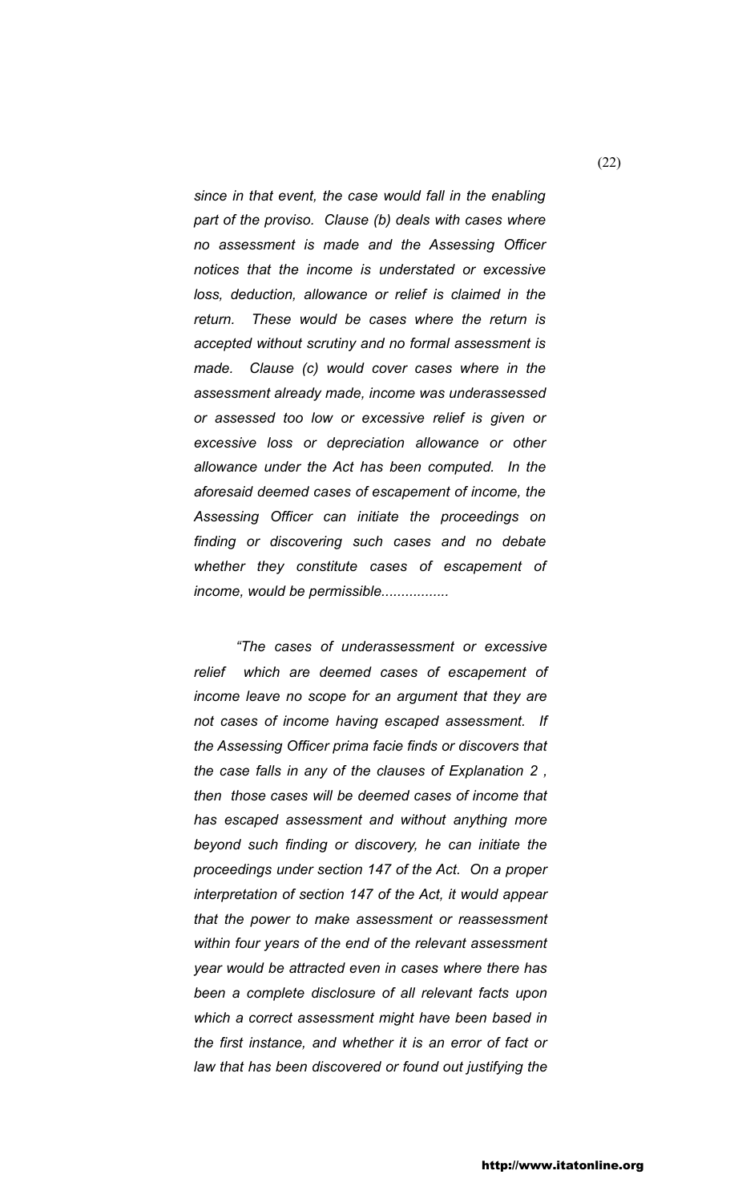*since in that event, the case would fall in the enabling part of the proviso. Clause (b) deals with cases where no assessment is made and the Assessing Officer notices that the income is understated or excessive loss, deduction, allowance or relief is claimed in the return. These would be cases where the return is accepted without scrutiny and no formal assessment is made. Clause (c) would cover cases where in the assessment already made, income was underassessed or assessed too low or excessive relief is given or excessive loss or depreciation allowance or other allowance under the Act has been computed. In the aforesaid deemed cases of escapement of income, the Assessing Officer can initiate the proceedings on finding or discovering such cases and no debate whether they constitute cases of escapement of income, would be permissible.................*

*"The cases of underassessment or excessive relief which are deemed cases of escapement of income leave no scope for an argument that they are not cases of income having escaped assessment. If the Assessing Officer prima facie finds or discovers that the case falls in any of the clauses of Explanation 2 , then those cases will be deemed cases of income that has escaped assessment and without anything more beyond such finding or discovery, he can initiate the proceedings under section 147 of the Act. On a proper interpretation of section 147 of the Act, it would appear that the power to make assessment or reassessment within four years of the end of the relevant assessment year would be attracted even in cases where there has been a complete disclosure of all relevant facts upon which a correct assessment might have been based in the first instance, and whether it is an error of fact or law that has been discovered or found out justifying the*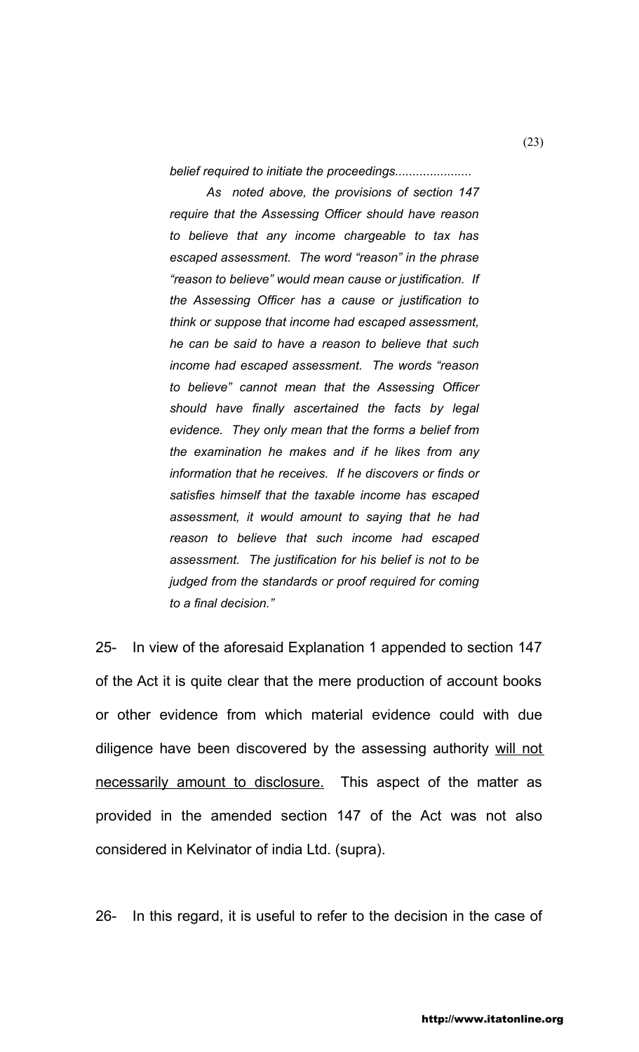*belief required to initiate the proceedings......................*

*As noted above, the provisions of section 147 require that the Assessing Officer should have reason to believe that any income chargeable to tax has escaped assessment. The word "reason" in the phrase "reason to believe" would mean cause or justification. If the Assessing Officer has a cause or justification to think or suppose that income had escaped assessment, he can be said to have a reason to believe that such income had escaped assessment. The words "reason to believe" cannot mean that the Assessing Officer should have finally ascertained the facts by legal evidence. They only mean that the forms a belief from the examination he makes and if he likes from any information that he receives. If he discovers or finds or satisfies himself that the taxable income has escaped assessment, it would amount to saying that he had reason to believe that such income had escaped assessment. The justification for his belief is not to be judged from the standards or proof required for coming to a final decision."*

25- In view of the aforesaid Explanation 1 appended to section 147 of the Act it is quite clear that the mere production of account books or other evidence from which material evidence could with due diligence have been discovered by the assessing authority <u>will not necessarily amount to disclosure.</u> This aspect of the matter as provided in the amended section 147 of the Act was not also considered in Kelvinator of india Ltd. (supra).

26- In this regard, it is useful to refer to the decision in the case of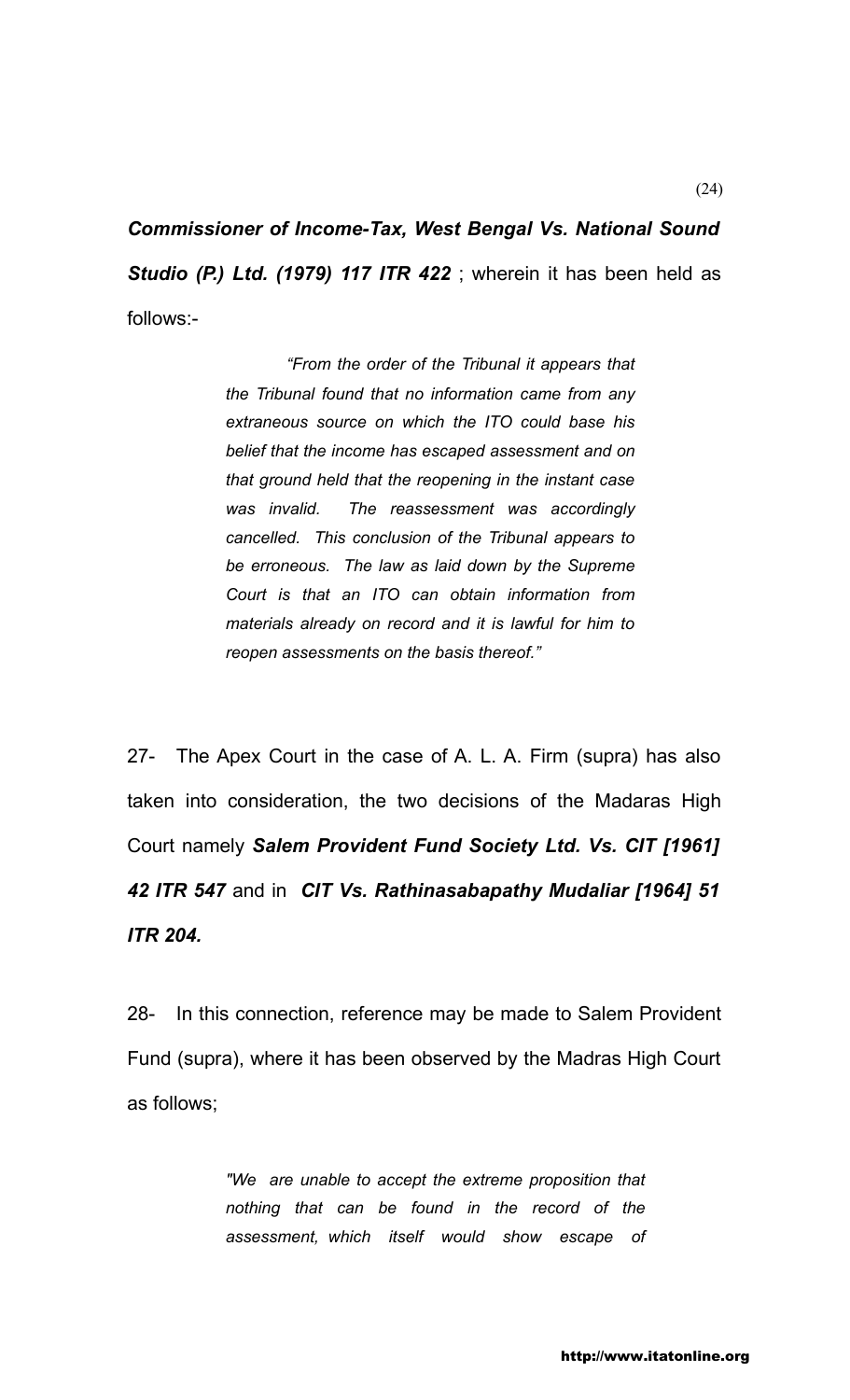***Commissioner of Income-Tax, West Bengal Vs. National Sound Studio (P.) Ltd. (1979) 117 ITR 422*** ; wherein it has been held as follows:-

> ***"From the order of the Tribunal it appears that the Tribunal found that no information came from any extraneous source on which the ITO could base his belief that the income has escaped assessment and on that ground held that the reopening in the instant case was invalid. The reassessment was accordingly cancelled. This conclusion of the Tribunal appears to be erroneous. The law as laid down by the Supreme Court is that an ITO can obtain information from materials already on record and it is lawful for him to reopen assessments on the basis thereof."***

27- The Apex Court in the case of A. L. A. Firm (supra) has also taken into consideration, the two decisions of the Madaras High Court namely ***Salem Provident Fund Society Ltd. Vs. CIT [1961] 42 ITR 547*** and in ***CIT Vs. Rathinasabapathy Mudaliar [1964] 51 ITR 204.***

28- In this connection, reference may be made to Salem Provident Fund (supra), where it has been observed by the Madras High Court as follows;

> *"We are unable to accept the extreme proposition that nothing that can be found in the record of the assessment, which itself would show escape of*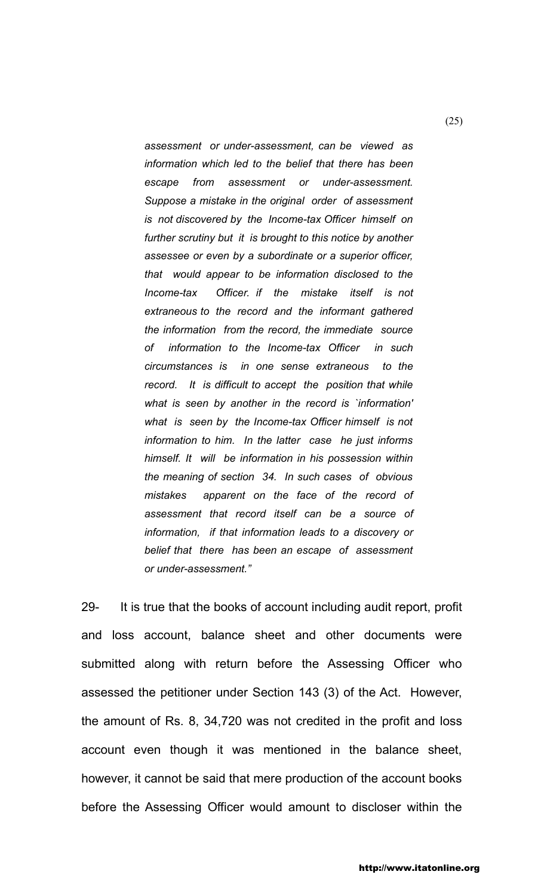> *assessment or under-assessment, can be viewed as information which led to the belief that there has been escape from assessment or under-assessment. Suppose a mistake in the original order of assessment is not discovered by the Income-tax Officer himself on further scrutiny but it is brought to this notice by another assessee or even by a subordinate or a superior officer, that would appear to be information disclosed to the Income-tax Officer. if the mistake itself is not extraneous to the record and the informant gathered the information from the record, the immediate source of information to the Income-tax Officer in such circumstances is in one sense extraneous to the record. It is difficult to accept the position that while what is seen by another in the record is `information' what is seen by the Income-tax Officer himself is not information to him. In the latter case he just informs himself. It will be information in his possession within the meaning of section 34. In such cases of obvious mistakes apparent on the face of the record of assessment that record itself can be a source of information, if that information leads to a discovery or belief that there has been an escape of assessment or under-assessment."*

29- It is true that the books of account including audit report, profit and loss account, balance sheet and other documents were submitted along with return before the Assessing Officer who assessed the petitioner under Section 143 (3) of the Act. However, the amount of Rs. 8, 34,720 was not credited in the profit and loss account even though it was mentioned in the balance sheet, however, it cannot be said that mere production of the account books before the Assessing Officer would amount to discloser within the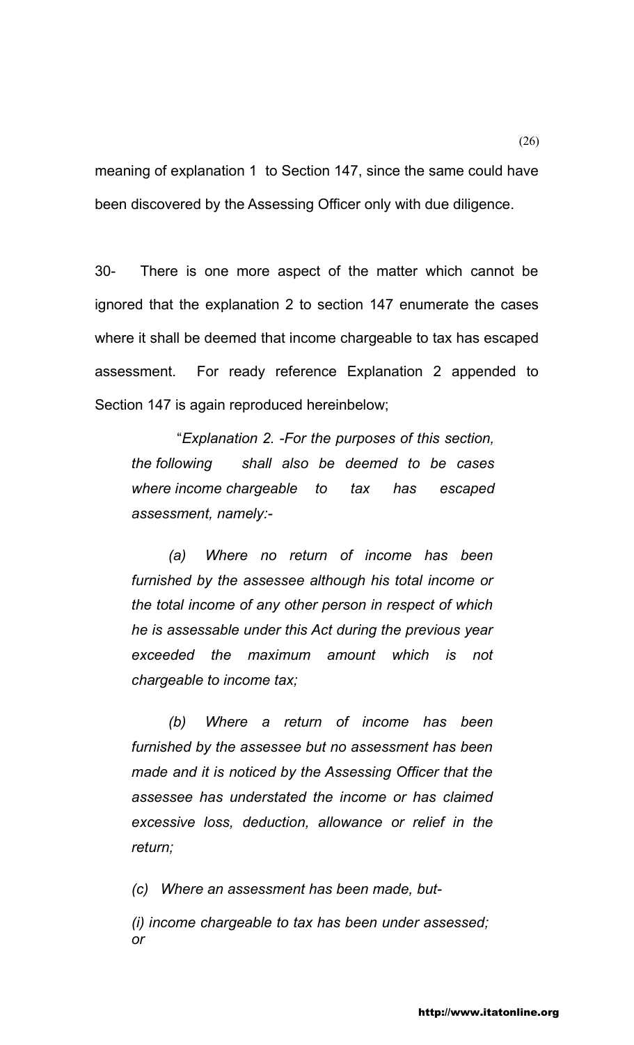meaning of explanation 1 to Section 147, since the same could have been discovered by the Assessing Officer only with due diligence.

30- There is one more aspect of the matter which cannot be ignored that the explanation 2 to section 147 enumerate the cases where it shall be deemed that income chargeable to tax has escaped assessment. For ready reference Explanation 2 appended to Section 147 is again reproduced hereinbelow;

> "*Explanation 2. -For the purposes of this section, the following shall also be deemed to be cases where income chargeable to tax has escaped assessment, namely:-*
>
> *(a) Where no return of income has been furnished by the assessee although his total income or the total income of any other person in respect of which he is assessable under this Act during the previous year exceeded the maximum amount which is not chargeable to income tax;*
>
> *(b) Where a return of income has been furnished by the assessee but no assessment has been made and it is noticed by the Assessing Officer that the assessee has understated the income or has claimed excessive loss, deduction, allowance or relief in the return;*
>
> *(c) Where an assessment has been made, but-*
>
> *(i) income chargeable to tax has been under assessed; or*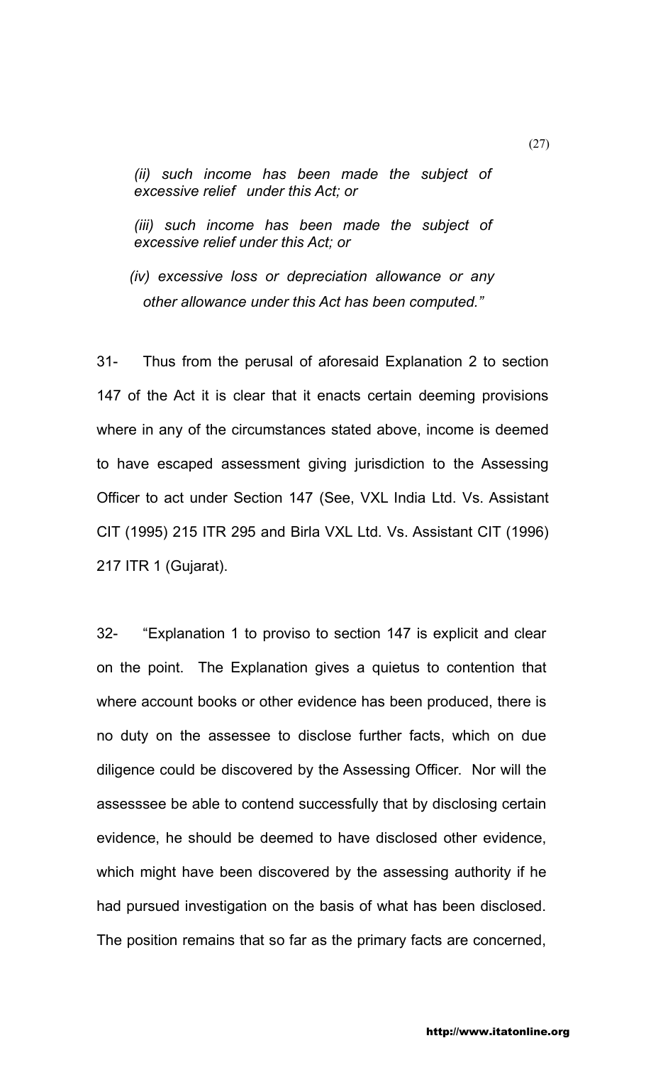*(ii) such income has been made the subject of excessive relief under this Act; or*

*(iii) such income has been made the subject of excessive relief under this Act; or*

*(iv) excessive loss or depreciation allowance or any other allowance under this Act has been computed."*

31- Thus from the perusal of aforesaid Explanation 2 to section 147 of the Act it is clear that it enacts certain deeming provisions where in any of the circumstances stated above, income is deemed to have escaped assessment giving jurisdiction to the Assessing Officer to act under Section 147 (See, VXL India Ltd. Vs. Assistant CIT (1995) 215 ITR 295 and Birla VXL Ltd. Vs. Assistant CIT (1996) 217 ITR 1 (Gujarat).

32- "Explanation 1 to proviso to section 147 is explicit and clear on the point. The Explanation gives a quietus to contention that where account books or other evidence has been produced, there is no duty on the assessee to disclose further facts, which on due diligence could be discovered by the Assessing Officer. Nor will the assesssee be able to contend successfully that by disclosing certain evidence, he should be deemed to have disclosed other evidence, which might have been discovered by the assessing authority if he had pursued investigation on the basis of what has been disclosed. The position remains that so far as the primary facts are concerned,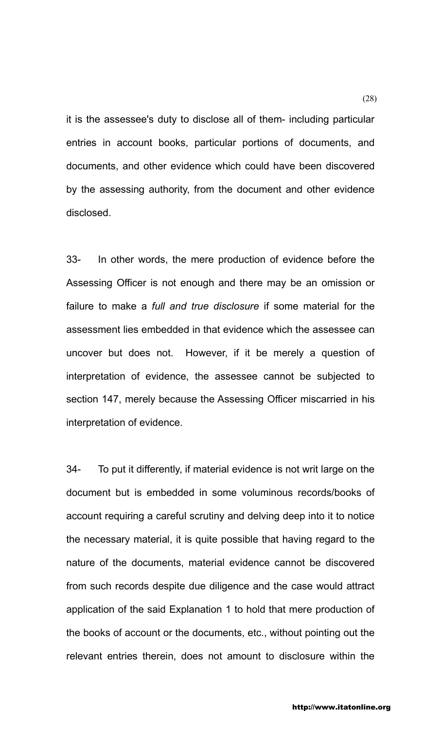it is the assessee's duty to disclose all of them- including particular entries in account books, particular portions of documents, and documents, and other evidence which could have been discovered by the assessing authority, from the document and other evidence disclosed.

33- In other words, the mere production of evidence before the Assessing Officer is not enough and there may be an omission or failure to make a *full and true disclosure* if some material for the assessment lies embedded in that evidence which the assessee can uncover but does not. However, if it be merely a question of interpretation of evidence, the assessee cannot be subjected to section 147, merely because the Assessing Officer miscarried in his interpretation of evidence.

34- To put it differently, if material evidence is not writ large on the document but is embedded in some voluminous records/books of account requiring a careful scrutiny and delving deep into it to notice the necessary material, it is quite possible that having regard to the nature of the documents, material evidence cannot be discovered from such records despite due diligence and the case would attract application of the said Explanation 1 to hold that mere production of the books of account or the documents, etc., without pointing out the relevant entries therein, does not amount to disclosure within the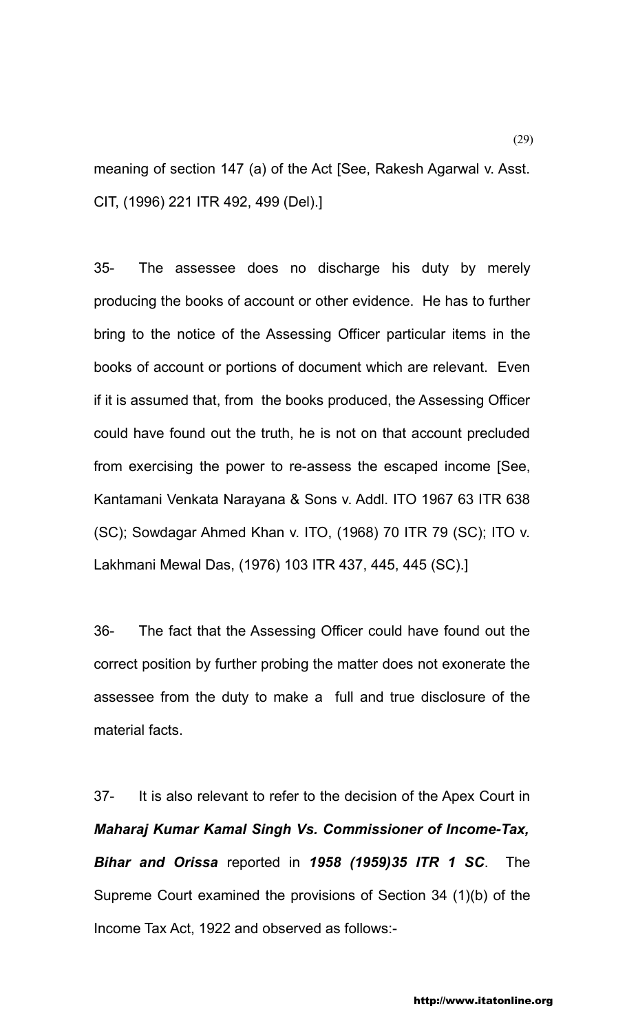meaning of section 147 (a) of the Act [See, Rakesh Agarwal v. Asst. CIT, (1996) 221 ITR 492, 499 (Del).]

35- The assessee does no discharge his duty by merely producing the books of account or other evidence. He has to further bring to the notice of the Assessing Officer particular items in the books of account or portions of document which are relevant. Even if it is assumed that, from the books produced, the Assessing Officer could have found out the truth, he is not on that account precluded from exercising the power to re-assess the escaped income [See, Kantamani Venkata Narayana & Sons v. Addl. ITO 1967 63 ITR 638 (SC); Sowdagar Ahmed Khan v. ITO, (1968) 70 ITR 79 (SC); ITO v. Lakhmani Mewal Das, (1976) 103 ITR 437, 445, 445 (SC).]

36- The fact that the Assessing Officer could have found out the correct position by further probing the matter does not exonerate the assessee from the duty to make a full and true disclosure of the material facts.

37- It is also relevant to refer to the decision of the Apex Court in ***Maharaj Kumar Kamal Singh Vs. Commissioner of Income-Tax, Bihar and Orissa*** reported in ***1958 (1959)35 ITR 1 SC***. The Supreme Court examined the provisions of Section 34 (1)(b) of the Income Tax Act, 1922 and observed as follows:-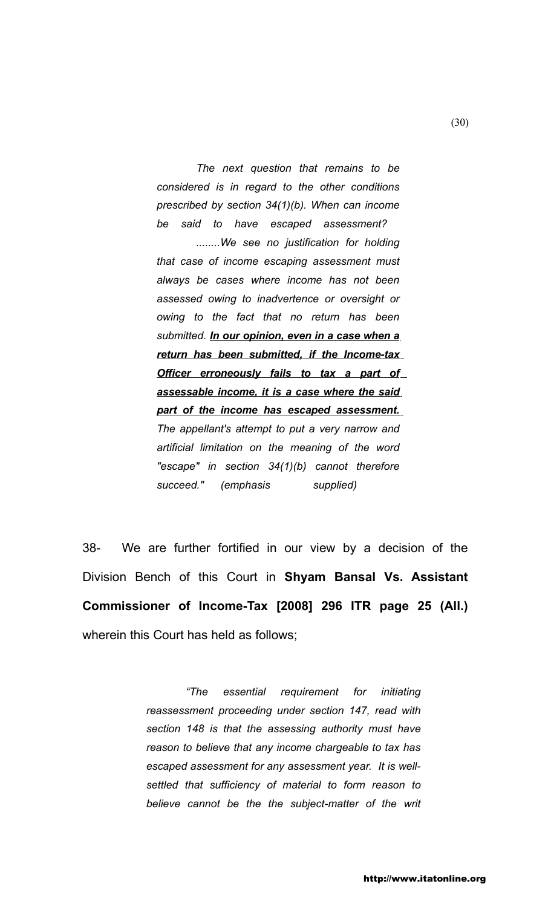> *The next question that remains to be considered is in regard to the other conditions prescribed by section 34(1)(b). When can income be said to have escaped assessment?*
>
> *........We see no justification for holding that case of income escaping assessment must always be cases where income has not been assessed owing to inadvertence or oversight or owing to the fact that no return has been submitted.* ***<u>In our opinion, even in a case when a return has been submitted, if the Income-tax Officer erroneously fails to tax a part of assessable income, it is a case where the said part of the income has escaped assessment.</u>*** *The appellant's attempt to put a very narrow and artificial limitation on the meaning of the word "escape" in section 34(1)(b) cannot therefore succeed." (emphasis supplied)*

38- We are further fortified in our view by a decision of the Division Bench of this Court in **Shyam Bansal Vs. Assistant Commissioner of Income-Tax [2008] 296 ITR page 25 (All.)** wherein this Court has held as follows;

> *"The essential requirement for initiating reassessment proceeding under section 147, read with section 148 is that the assessing authority must have reason to believe that any income chargeable to tax has escaped assessment for any assessment year. It is well-settled that sufficiency of material to form reason to believe cannot be the the subject-matter of the writ*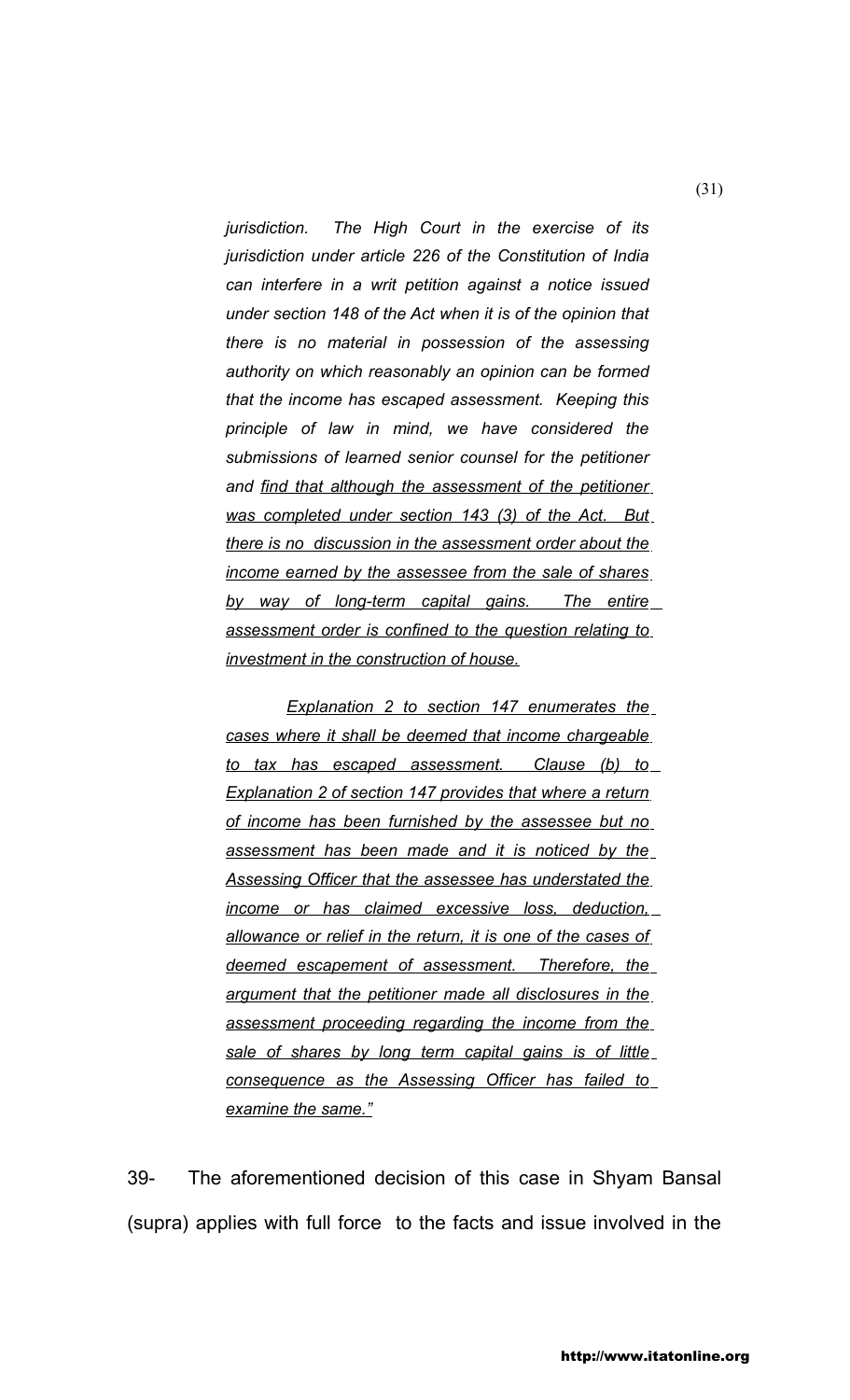*jurisdiction. The High Court in the exercise of its jurisdiction under article 226 of the Constitution of India can interfere in a writ petition against a notice issued under section 148 of the Act when it is of the opinion that there is no material in possession of the assessing authority on which reasonably an opinion can be formed that the income has escaped assessment. Keeping this principle of law in mind, we have considered the submissions of learned senior counsel for the petitioner and* <u>*find that although the assessment of the petitioner was completed under section 143 (3) of the Act. But there is no discussion in the assessment order about the income earned by the assessee from the sale of shares by way of long-term capital gains. The entire assessment order is confined to the question relating to investment in the construction of house.*</u>

<u>*Explanation 2 to section 147 enumerates the cases where it shall be deemed that income chargeable to tax has escaped assessment. Clause (b) to Explanation 2 of section 147 provides that where a return of income has been furnished by the assessee but no assessment has been made and it is noticed by the Assessing Officer that the assessee has understated the income or has claimed excessive loss, deduction, allowance or relief in the return, it is one of the cases of deemed escapement of assessment. Therefore, the argument that the petitioner made all disclosures in the assessment proceeding regarding the income from the sale of shares by long term capital gains is of little consequence as the Assessing Officer has failed to examine the same."*</u>

39- The aforementioned decision of this case in Shyam Bansal (supra) applies with full force to the facts and issue involved in the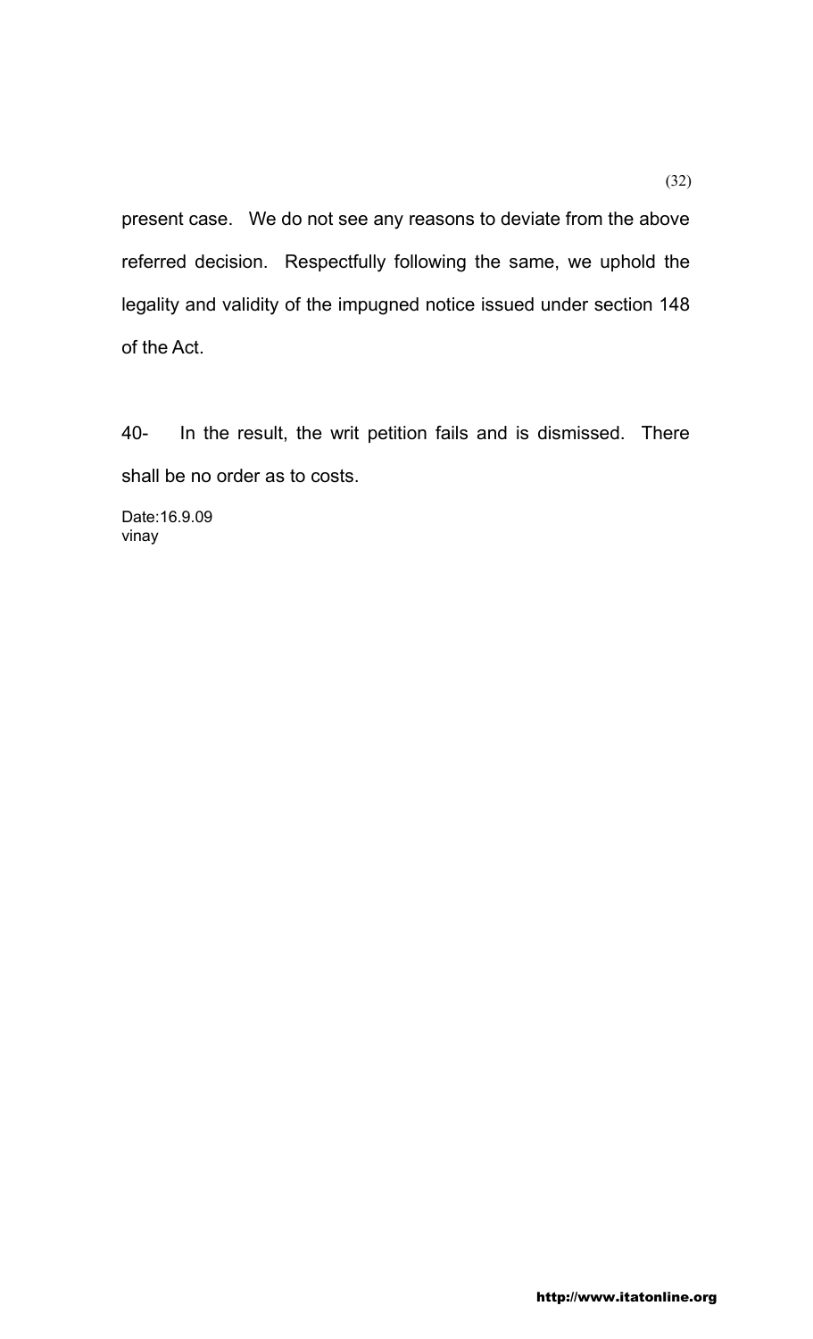present case. We do not see any reasons to deviate from the above referred decision. Respectfully following the same, we uphold the legality and validity of the impugned notice issued under section 148 of the Act.

40- In the result, the writ petition fails and is dismissed. There shall be no order as to costs.

Date:16.9.09
vinay